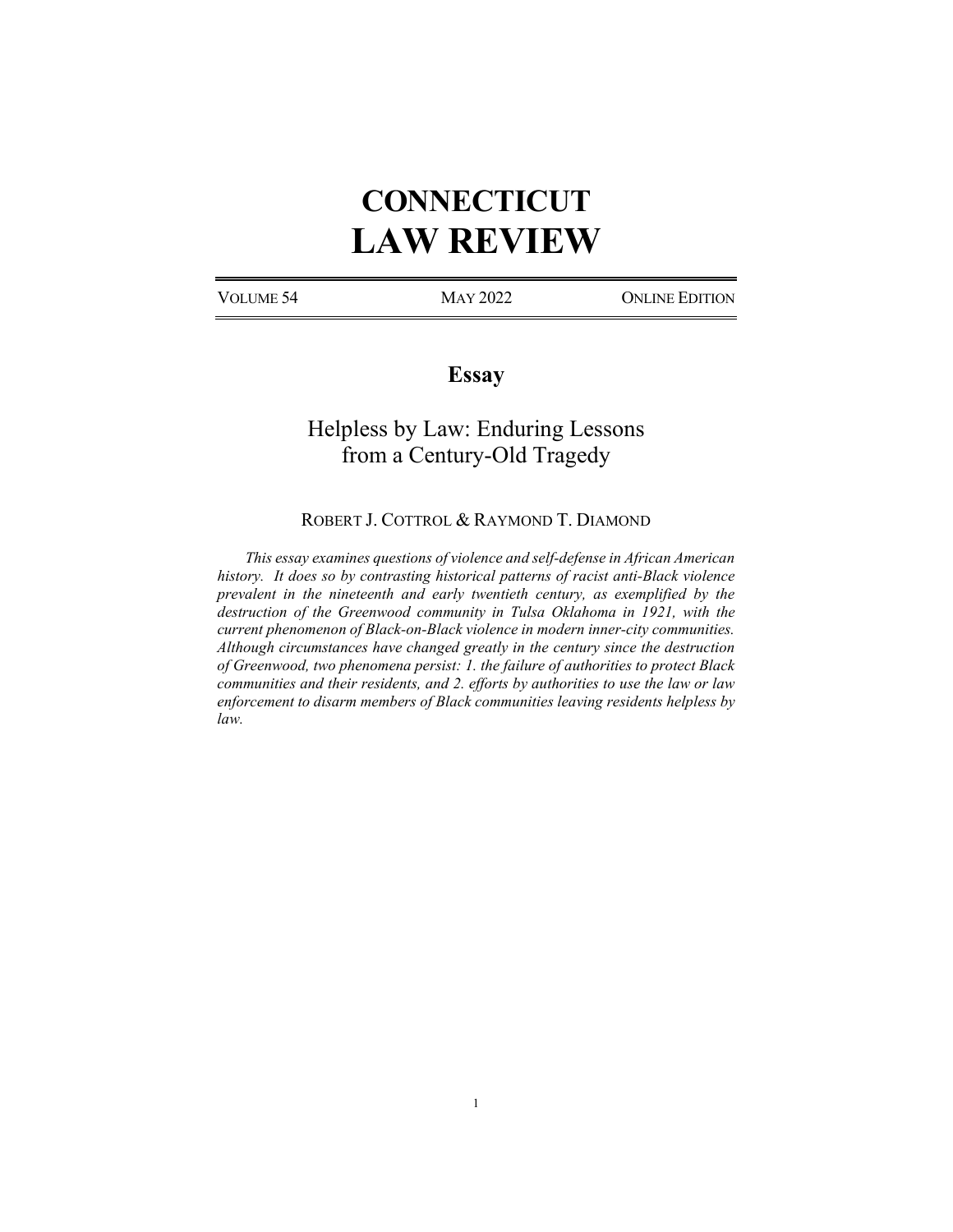# CONNECTICUT LAW REVIEW

VOLUME 54 | MAY 2022 | ONLINE EDITION

## Essay

# Helpless by Law: Enduring Lessons from a Century-Old Tragedy

ROBERT J. COTTROL & RAYMOND T. DIAMOND

*This essay examines questions of violence and self-defense in African American history. It does so by contrasting historical patterns of racist anti-Black violence prevalent in the nineteenth and early twentieth century, as exemplified by the destruction of the Greenwood community in Tulsa Oklahoma in 1921, with the current phenomenon of Black-on-Black violence in modern inner-city communities. Although circumstances have changed greatly in the century since the destruction of Greenwood, two phenomena persist: 1. the failure of authorities to protect Black communities and their residents, and 2. efforts by authorities to use the law or law enforcement to disarm members of Black communities leaving residents helpless by law.*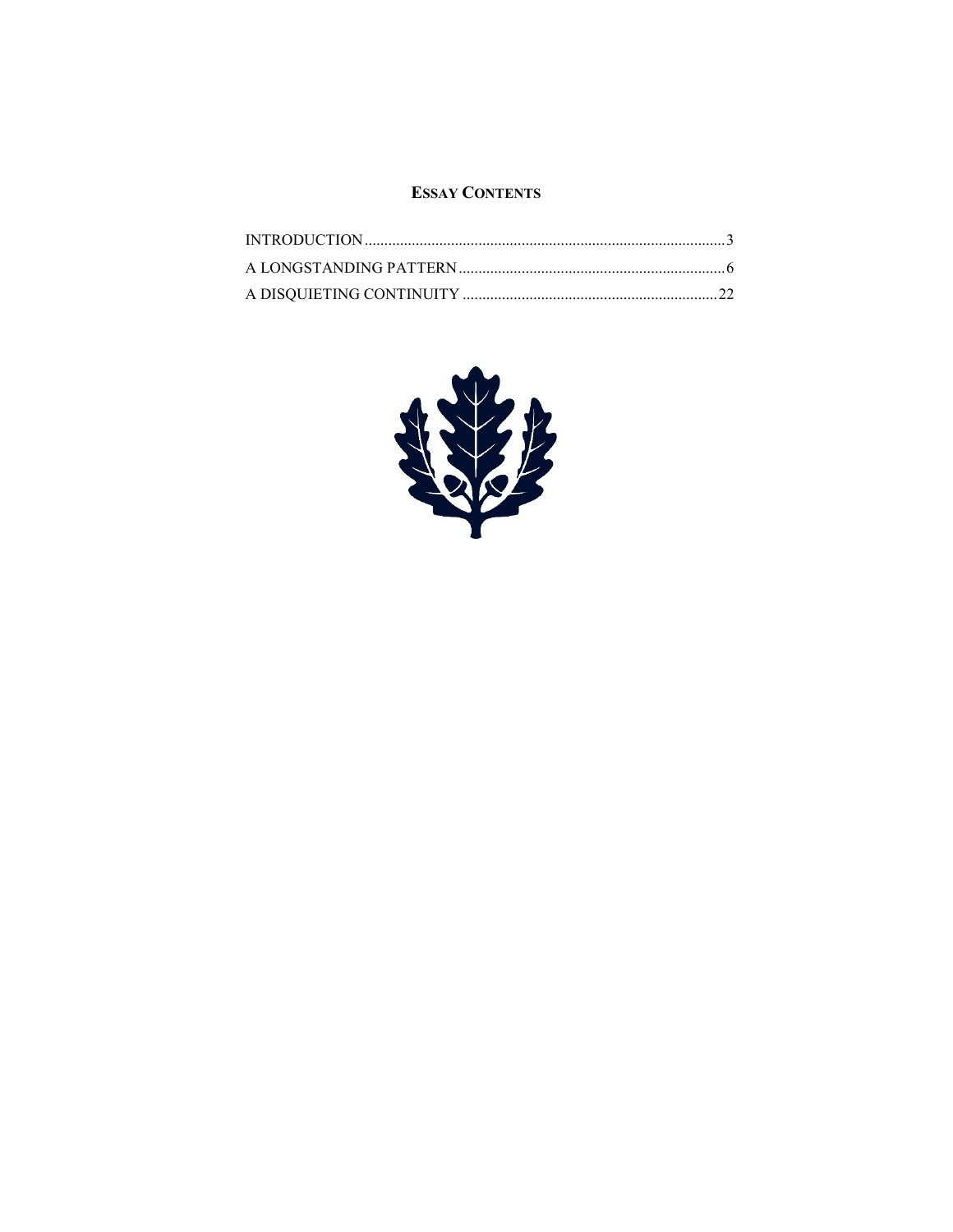## ESSAY CONTENTS

INTRODUCTION ........................................................................................... 3
A LONGSTANDING PATTERN .................................................................... 6
A DISQUIETING CONTINUITY ................................................................ 22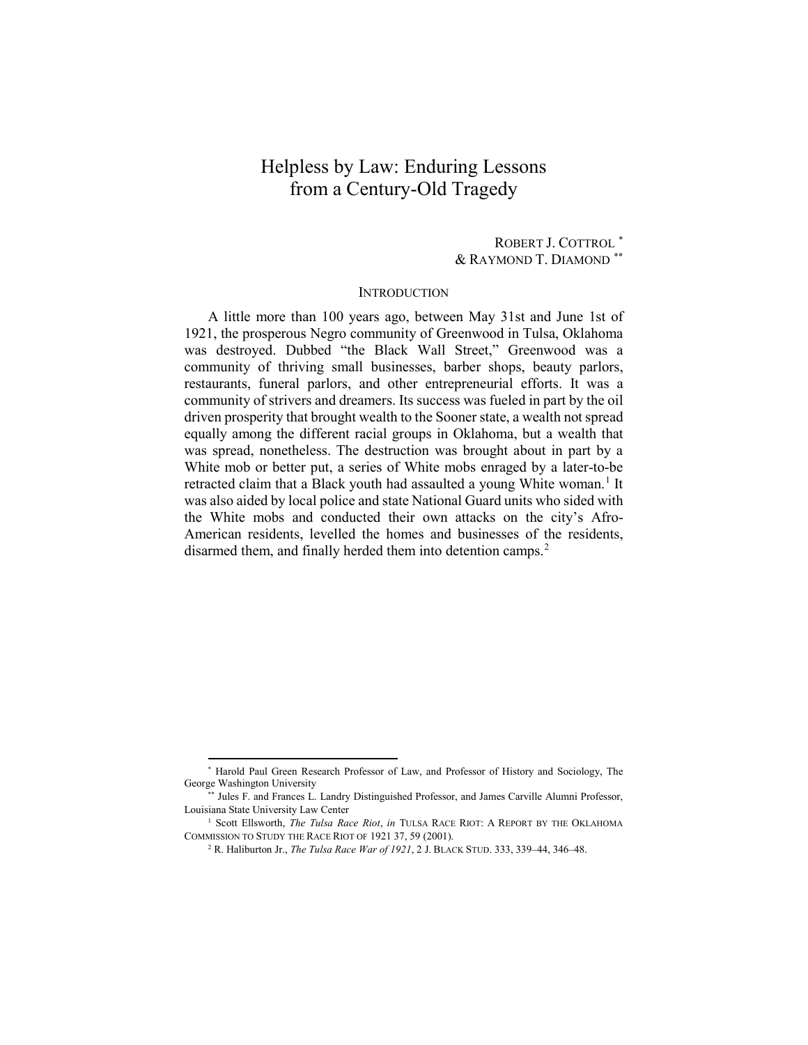# Helpless by Law: Enduring Lessons from a Century-Old Tragedy

ROBERT J. COTTROL [*]
& RAYMOND T. DIAMOND [**]

## INTRODUCTION

A little more than 100 years ago, between May 31st and June 1st of 1921, the prosperous Negro community of Greenwood in Tulsa, Oklahoma was destroyed. Dubbed "the Black Wall Street," Greenwood was a community of thriving small businesses, barber shops, beauty parlors, restaurants, funeral parlors, and other entrepreneurial efforts. It was a community of strivers and dreamers. Its success was fueled in part by the oil driven prosperity that brought wealth to the Sooner state, a wealth not spread equally among the different racial groups in Oklahoma, but a wealth that was spread, nonetheless. The destruction was brought about in part by a White mob or better put, a series of White mobs enraged by a later-to-be retracted claim that a Black youth had assaulted a young White woman.[1] It was also aided by local police and state National Guard units who sided with the White mobs and conducted their own attacks on the city's Afro-American residents, levelled the homes and businesses of the residents, disarmed them, and finally herded them into detention camps.[2]

---

[*] Harold Paul Green Research Professor of Law, and Professor of History and Sociology, The George Washington University

[**] Jules F. and Frances L. Landry Distinguished Professor, and James Carville Alumni Professor, Louisiana State University Law Center

[1] Scott Ellsworth, *The Tulsa Race Riot*, *in* TULSA RACE RIOT: A REPORT BY THE OKLAHOMA COMMISSION TO STUDY THE RACE RIOT OF 1921 37, 59 (2001).

[2] R. Haliburton Jr., *The Tulsa Race War of 1921*, 2 J. BLACK STUD. 333, 339–44, 346–48.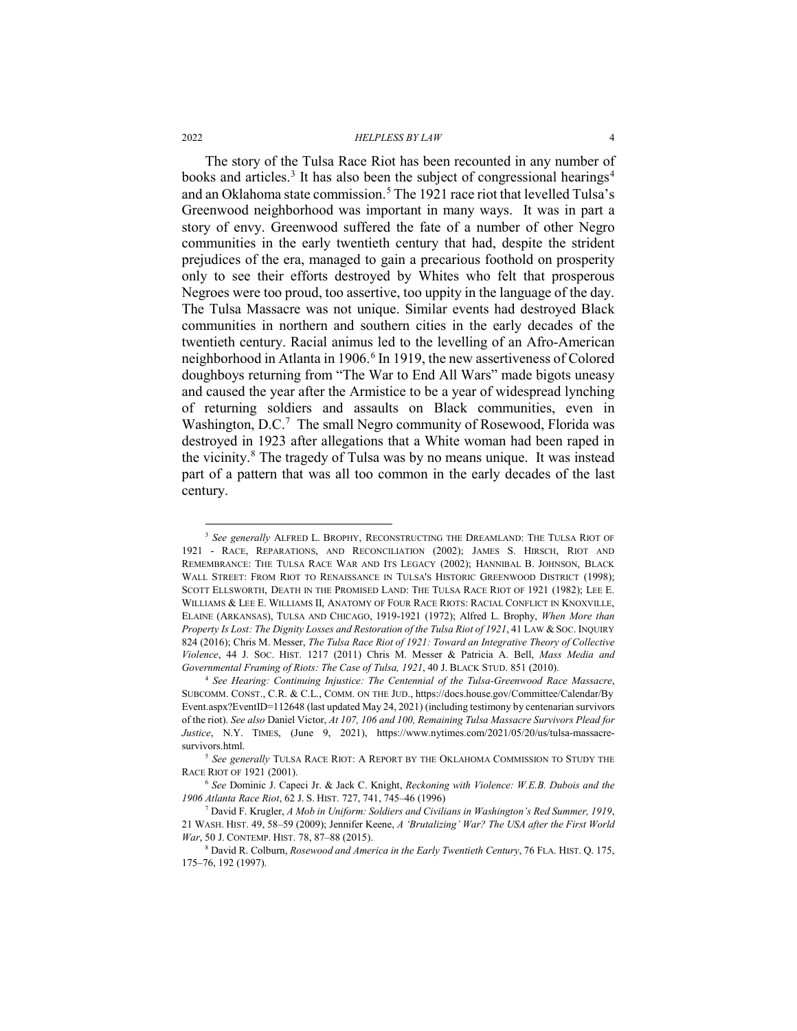The story of the Tulsa Race Riot has been recounted in any number of books and articles.[3] It has also been the subject of congressional hearings[4] and an Oklahoma state commission.[5] The 1921 race riot that levelled Tulsa's Greenwood neighborhood was important in many ways. It was in part a story of envy. Greenwood suffered the fate of a number of other Negro communities in the early twentieth century that had, despite the strident prejudices of the era, managed to gain a precarious foothold on prosperity only to see their efforts destroyed by Whites who felt that prosperous Negroes were too proud, too assertive, too uppity in the language of the day. The Tulsa Massacre was not unique. Similar events had destroyed Black communities in northern and southern cities in the early decades of the twentieth century. Racial animus led to the levelling of an Afro-American neighborhood in Atlanta in 1906.[6] In 1919, the new assertiveness of Colored doughboys returning from "The War to End All Wars" made bigots uneasy and caused the year after the Armistice to be a year of widespread lynching of returning soldiers and assaults on Black communities, even in Washington, D.C.[7] The small Negro community of Rosewood, Florida was destroyed in 1923 after allegations that a White woman had been raped in the vicinity.[8] The tragedy of Tulsa was by no means unique. It was instead part of a pattern that was all too common in the early decades of the last century.

---

[3] *See generally* ALFRED L. BROPHY, RECONSTRUCTING THE DREAMLAND: THE TULSA RIOT OF 1921 - RACE, REPARATIONS, AND RECONCILIATION (2002); JAMES S. HIRSCH, RIOT AND REMEMBRANCE: THE TULSA RACE WAR AND ITS LEGACY (2002); HANNIBAL B. JOHNSON, BLACK WALL STREET: FROM RIOT TO RENAISSANCE IN TULSA'S HISTORIC GREENWOOD DISTRICT (1998); SCOTT ELLSWORTH, DEATH IN THE PROMISED LAND: THE TULSA RACE RIOT OF 1921 (1982); LEE E. WILLIAMS & LEE E. WILLIAMS II, ANATOMY OF FOUR RACE RIOTS: RACIAL CONFLICT IN KNOXVILLE, ELAINE (ARKANSAS), TULSA AND CHICAGO, 1919-1921 (1972); Alfred L. Brophy, *When More than Property Is Lost: The Dignity Losses and Restoration of the Tulsa Riot of 1921*, 41 LAW & SOC. INQUIRY 824 (2016); Chris M. Messer, *The Tulsa Race Riot of 1921: Toward an Integrative Theory of Collective Violence*, 44 J. SOC. HIST. 1217 (2011) Chris M. Messer & Patricia A. Bell, *Mass Media and Governmental Framing of Riots: The Case of Tulsa, 1921*, 40 J. BLACK STUD. 851 (2010).

[4] *See Hearing: Continuing Injustice: The Centennial of the Tulsa-Greenwood Race Massacre*, SUBCOMM. CONST., C.R. & C.L., COMM. ON THE JUD., https://docs.house.gov/Committee/Calendar/ByEvent.aspx?EventID=112648 (last updated May 24, 2021) (including testimony by centenarian survivors of the riot). *See also* Daniel Victor, *At 107, 106 and 100, Remaining Tulsa Massacre Survivors Plead for Justice*, N.Y. TIMES, (June 9, 2021), https://www.nytimes.com/2021/05/20/us/tulsa-massacre-survivors.html.

[5] *See generally* TULSA RACE RIOT: A REPORT BY THE OKLAHOMA COMMISSION TO STUDY THE RACE RIOT OF 1921 (2001).

[6] *See* Dominic J. Capeci Jr. & Jack C. Knight, *Reckoning with Violence: W.E.B. Dubois and the 1906 Atlanta Race Riot*, 62 J. S. HIST. 727, 741, 745–46 (1996)

[7] David F. Krugler, *A Mob in Uniform: Soldiers and Civilians in Washington's Red Summer, 1919*, 21 WASH. HIST. 49, 58–59 (2009); Jennifer Keene, *A 'Brutalizing' War? The USA after the First World War*, 50 J. CONTEMP. HIST. 78, 87–88 (2015).

[8] David R. Colburn, *Rosewood and America in the Early Twentieth Century*, 76 FLA. HIST. Q. 175, 175–76, 192 (1997).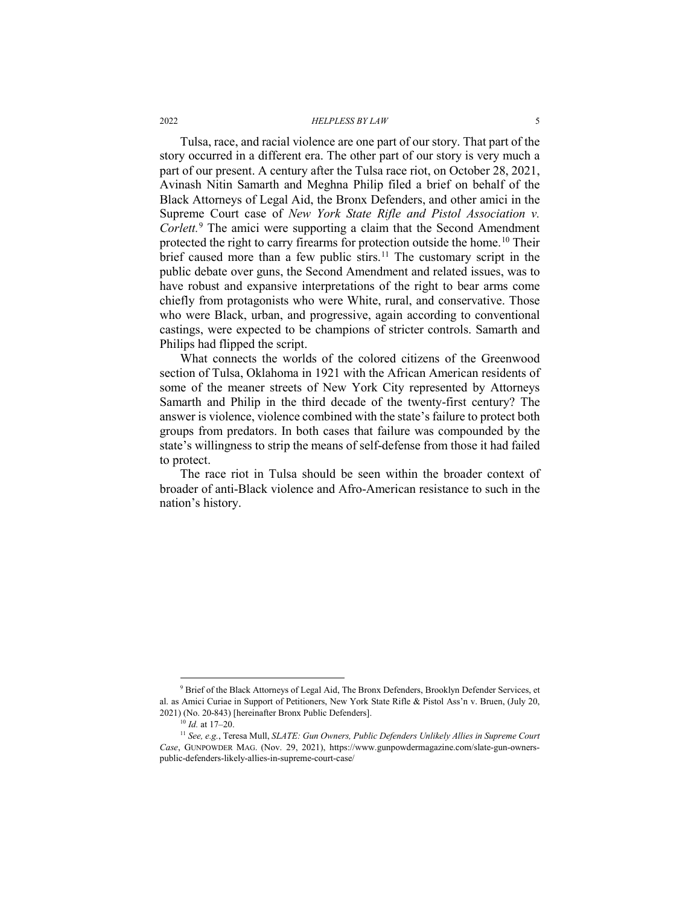Tulsa, race, and racial violence are one part of our story. That part of the story occurred in a different era. The other part of our story is very much a part of our present. A century after the Tulsa race riot, on October 28, 2021, Avinash Nitin Samarth and Meghna Philip filed a brief on behalf of the Black Attorneys of Legal Aid, the Bronx Defenders, and other amici in the Supreme Court case of *New York State Rifle and Pistol Association v. Corlett.*[9] The amici were supporting a claim that the Second Amendment protected the right to carry firearms for protection outside the home.[10] Their brief caused more than a few public stirs.[11] The customary script in the public debate over guns, the Second Amendment and related issues, was to have robust and expansive interpretations of the right to bear arms come chiefly from protagonists who were White, rural, and conservative. Those who were Black, urban, and progressive, again according to conventional castings, were expected to be champions of stricter controls. Samarth and Philips had flipped the script.

What connects the worlds of the colored citizens of the Greenwood section of Tulsa, Oklahoma in 1921 with the African American residents of some of the meaner streets of New York City represented by Attorneys Samarth and Philip in the third decade of the twenty-first century? The answer is violence, violence combined with the state's failure to protect both groups from predators. In both cases that failure was compounded by the state's willingness to strip the means of self-defense from those it had failed to protect.

The race riot in Tulsa should be seen within the broader context of broader of anti-Black violence and Afro-American resistance to such in the nation's history.

---

[9] Brief of the Black Attorneys of Legal Aid, The Bronx Defenders, Brooklyn Defender Services, et al. as Amici Curiae in Support of Petitioners, New York State Rifle & Pistol Ass'n v. Bruen, (July 20, 2021) (No. 20-843) [hereinafter Bronx Public Defenders].

[10] *Id.* at 17–20.

[11] *See, e.g.*, Teresa Mull, *SLATE: Gun Owners, Public Defenders Unlikely Allies in Supreme Court Case*, GUNPOWDER MAG. (Nov. 29, 2021), https://www.gunpowdermagazine.com/slate-gun-owners-public-defenders-likely-allies-in-supreme-court-case/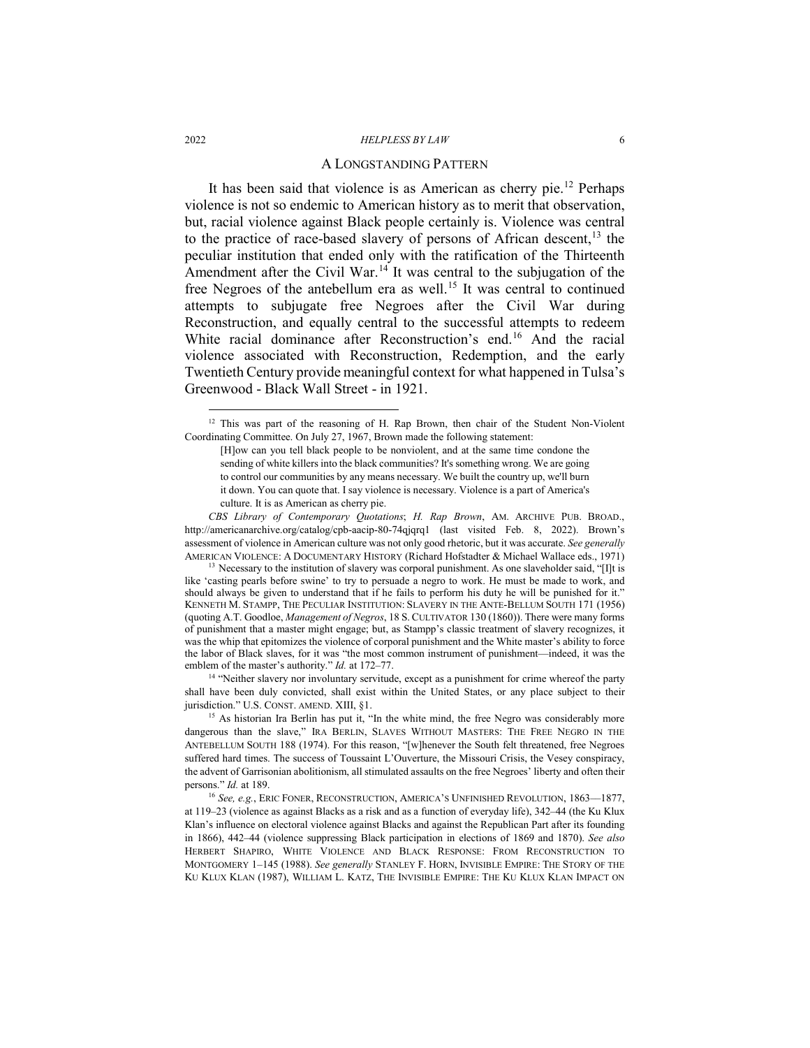## A LONGSTANDING PATTERN

It has been said that violence is as American as cherry pie.[12] Perhaps violence is not so endemic to American history as to merit that observation, but, racial violence against Black people certainly is. Violence was central to the practice of race-based slavery of persons of African descent,[13] the peculiar institution that ended only with the ratification of the Thirteenth Amendment after the Civil War.[14] It was central to the subjugation of the free Negroes of the antebellum era as well.[15] It was central to continued attempts to subjugate free Negroes after the Civil War during Reconstruction, and equally central to the successful attempts to redeem White racial dominance after Reconstruction's end.[16] And the racial violence associated with Reconstruction, Redemption, and the early Twentieth Century provide meaningful context for what happened in Tulsa's Greenwood - Black Wall Street - in 1921.

---

[12] This was part of the reasoning of H. Rap Brown, then chair of the Student Non-Violent Coordinating Committee. On July 27, 1967, Brown made the following statement:

> [H]ow can you tell black people to be nonviolent, and at the same time condone the sending of white killers into the black communities? It's something wrong. We are going to control our communities by any means necessary. We built the country up, we'll burn it down. You can quote that. I say violence is necessary. Violence is a part of America's culture. It is as American as cherry pie.

*CBS Library of Contemporary Quotations*; *H. Rap Brown*, AM. ARCHIVE PUB. BROAD., http://americanarchive.org/catalog/cpb-aacip-80-74qjqrq1 (last visited Feb. 8, 2022). Brown's assessment of violence in American culture was not only good rhetoric, but it was accurate. *See generally* AMERICAN VIOLENCE: A DOCUMENTARY HISTORY (Richard Hofstadter & Michael Wallace eds., 1971)

[13] Necessary to the institution of slavery was corporal punishment. As one slaveholder said, "[I]t is like 'casting pearls before swine' to try to persuade a negro to work. He must be made to work, and should always be given to understand that if he fails to perform his duty he will be punished for it." KENNETH M. STAMPP, THE PECULIAR INSTITUTION: SLAVERY IN THE ANTE-BELLUM SOUTH 171 (1956) (quoting A.T. Goodloe, *Management of Negros*, 18 S. CULTIVATOR 130 (1860)). There were many forms of punishment that a master might engage; but, as Stampp's classic treatment of slavery recognizes, it was the whip that epitomizes the violence of corporal punishment and the White master's ability to force the labor of Black slaves, for it was "the most common instrument of punishment—indeed, it was the emblem of the master's authority." *Id.* at 172–77.

[14] "Neither slavery nor involuntary servitude, except as a punishment for crime whereof the party shall have been duly convicted, shall exist within the United States, or any place subject to their jurisdiction." U.S. CONST. AMEND. XIII, §1.

[15] As historian Ira Berlin has put it, "In the white mind, the free Negro was considerably more dangerous than the slave," IRA BERLIN, SLAVES WITHOUT MASTERS: THE FREE NEGRO IN THE ANTEBELLUM SOUTH 188 (1974). For this reason, "[w]henever the South felt threatened, free Negroes suffered hard times. The success of Toussaint L'Ouverture, the Missouri Crisis, the Vesey conspiracy, the advent of Garrisonian abolitionism, all stimulated assaults on the free Negroes' liberty and often their persons." *Id.* at 189.

[16] *See, e.g.*, ERIC FONER, RECONSTRUCTION, AMERICA'S UNFINISHED REVOLUTION, 1863—1877, at 119–23 (violence as against Blacks as a risk and as a function of everyday life), 342–44 (the Ku Klux Klan's influence on electoral violence against Blacks and against the Republican Part after its founding in 1866), 442–44 (violence suppressing Black participation in elections of 1869 and 1870). *See also* HERBERT SHAPIRO, WHITE VIOLENCE AND BLACK RESPONSE: FROM RECONSTRUCTION TO MONTGOMERY 1–145 (1988). *See generally* STANLEY F. HORN, INVISIBLE EMPIRE: THE STORY OF THE KU KLUX KLAN (1987), WILLIAM L. KATZ, THE INVISIBLE EMPIRE: THE KU KLUX KLAN IMPACT ON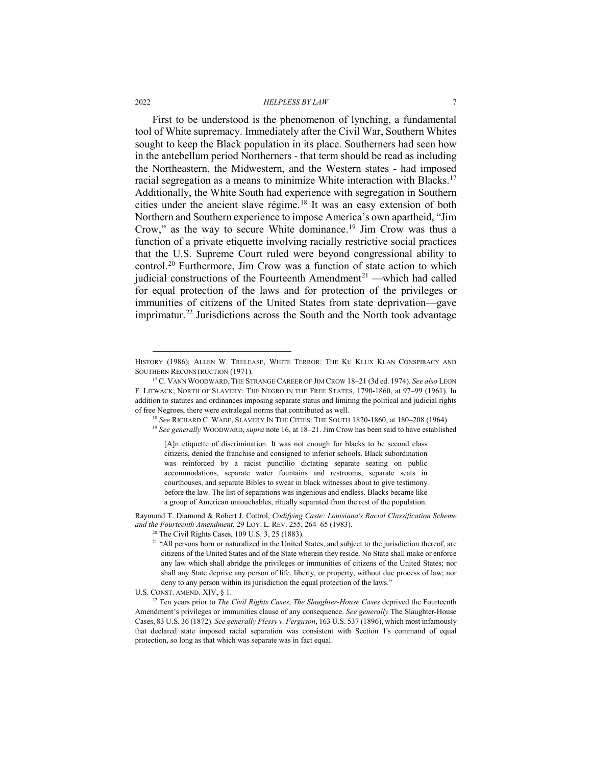First to be understood is the phenomenon of lynching, a fundamental tool of White supremacy. Immediately after the Civil War, Southern Whites sought to keep the Black population in its place. Southerners had seen how in the antebellum period Northerners - that term should be read as including the Northeastern, the Midwestern, and the Western states - had imposed racial segregation as a means to minimize White interaction with Blacks.[17] Additionally, the White South had experience with segregation in Southern cities under the ancient slave régime.[18] It was an easy extension of both Northern and Southern experience to impose America's own apartheid, "Jim Crow," as the way to secure White dominance.[19] Jim Crow was thus a function of a private etiquette involving racially restrictive social practices that the U.S. Supreme Court ruled were beyond congressional ability to control.[20] Furthermore, Jim Crow was a function of state action to which judicial constructions of the Fourteenth Amendment[21] —which had called for equal protection of the laws and for protection of the privileges or immunities of citizens of the United States from state deprivation—gave imprimatur.[22] Jurisdictions across the South and the North took advantage

---

HISTORY (1986); ALLEN W. TRELEASE, WHITE TERROR: THE KU KLUX KLAN CONSPIRACY AND SOUTHERN RECONSTRUCTION (1971).

[17] C. VANN WOODWARD, THE STRANGE CAREER OF JIM CROW 18–21 (3d ed. 1974). *See also* LEON F. LITWACK, NORTH OF SLAVERY: THE NEGRO IN THE FREE STATES, 1790-1860, at 97–99 (1961). In addition to statutes and ordinances imposing separate status and limiting the political and judicial rights of free Negroes, there were extralegal norms that contributed as well.

[18] *See* RICHARD C. WADE, SLAVERY IN THE CITIES: THE SOUTH 1820-1860, at 180–208 (1964)

[19] *See generally* WOODWARD, *supra* note 16, at 18–21. Jim Crow has been said to have established

> [A]n etiquette of discrimination. It was not enough for blacks to be second class citizens, denied the franchise and consigned to inferior schools. Black subordination was reinforced by a racist punctilio dictating separate seating on public accommodations, separate water fountains and restrooms, separate seats in courthouses, and separate Bibles to swear in black witnesses about to give testimony before the law. The list of separations was ingenious and endless. Blacks became like a group of American untouchables, ritually separated from the rest of the population.

Raymond T. Diamond & Robert J. Cottrol, *Codifying Caste: Louisiana's Racial Classification Scheme and the Fourteenth Amendment*, 29 LOY. L. REV. 255, 264–65 (1983).

[20] The Civil Rights Cases, 109 U.S. 3, 25 (1883).

[21] "All persons born or naturalized in the United States, and subject to the jurisdiction thereof, are citizens of the United States and of the State wherein they reside. No State shall make or enforce any law which shall abridge the privileges or immunities of citizens of the United States; nor shall any State deprive any person of life, liberty, or property, without due process of law; nor deny to any person within its jurisdiction the equal protection of the laws."

U.S. CONST. AMEND. XIV, § 1.

[22] Ten years prior to *The Civil Rights Cases*, *The Slaughter-House Cases* deprived the Fourteenth Amendment's privileges or immunities clause of any consequence. *See generally* The Slaughter-House Cases, 83 U.S. 36 (1872). *See generally Plessy v. Ferguson*, 163 U.S. 537 (1896), which most infamously that declared state imposed racial separation was consistent with Section 1's command of equal protection, so long as that which was separate was in fact equal.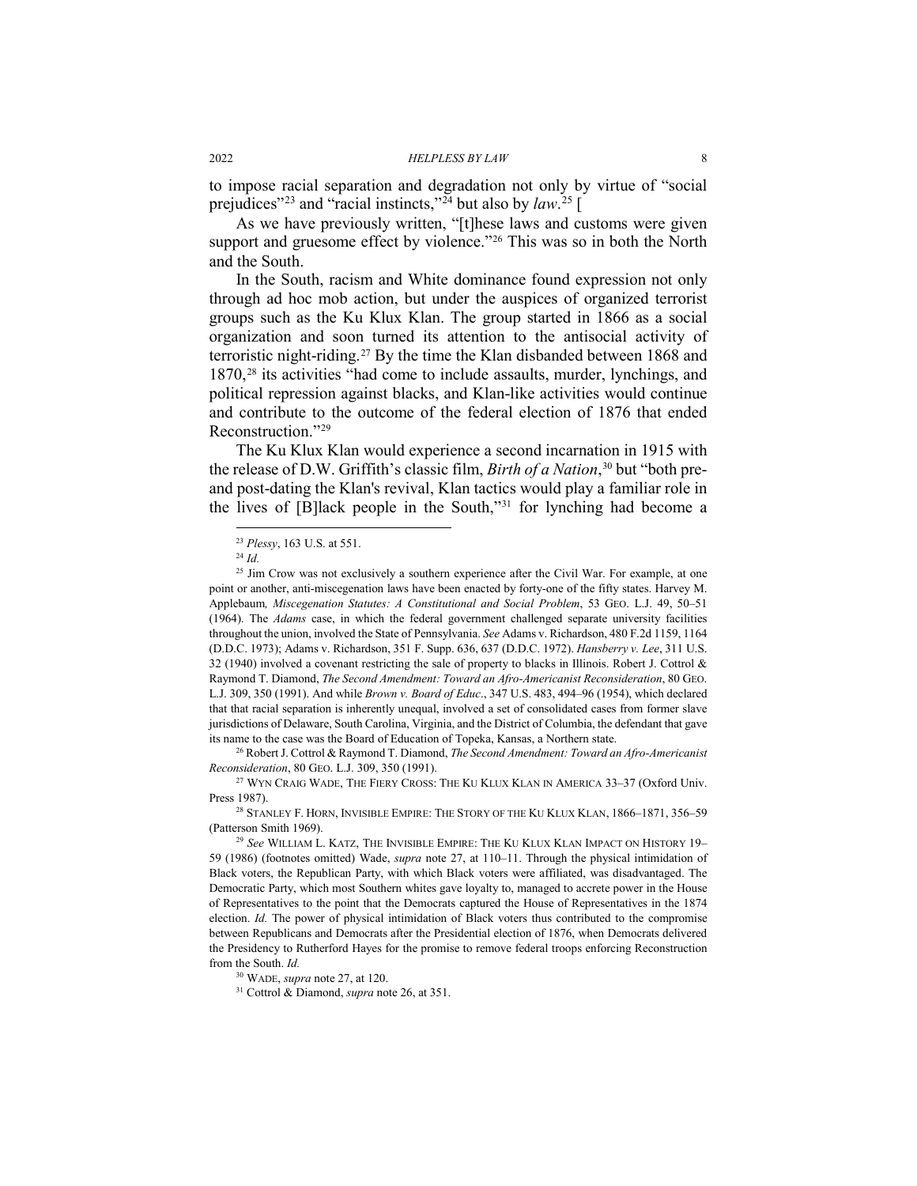to impose racial separation and degradation not only by virtue of "social prejudices"[23] and "racial instincts,"[24] but also by *law*.[25] [

As we have previously written, "[t]hese laws and customs were given support and gruesome effect by violence."[26] This was so in both the North and the South.

In the South, racism and White dominance found expression not only through ad hoc mob action, but under the auspices of organized terrorist groups such as the Ku Klux Klan. The group started in 1866 as a social organization and soon turned its attention to the antisocial activity of terroristic night-riding.[27] By the time the Klan disbanded between 1868 and 1870,[28] its activities "had come to include assaults, murder, lynchings, and political repression against blacks, and Klan-like activities would continue and contribute to the outcome of the federal election of 1876 that ended Reconstruction."[29]

The Ku Klux Klan would experience a second incarnation in 1915 with the release of D.W. Griffith's classic film, *Birth of a Nation*,[30] but "both pre- and post-dating the Klan's revival, Klan tactics would play a familiar role in the lives of [B]lack people in the South,"[31] for lynching had become a

---

[23] *Plessy*, 163 U.S. at 551.

[24] *Id.*

[25] Jim Crow was not exclusively a southern experience after the Civil War. For example, at one point or another, anti-miscegenation laws have been enacted by forty-one of the fifty states. Harvey M. Applebaum*, Miscegenation Statutes: A Constitutional and Social Problem*, 53 GEO. L.J. 49, 50–51 (1964). The *Adams* case, in which the federal government challenged separate university facilities throughout the union, involved the State of Pennsylvania. *See* Adams v. Richardson, 480 F.2d 1159, 1164 (D.D.C. 1973); Adams v. Richardson, 351 F. Supp. 636, 637 (D.D.C. 1972). *Hansberry v. Lee*, 311 U.S. 32 (1940) involved a covenant restricting the sale of property to blacks in Illinois. Robert J. Cottrol & Raymond T. Diamond, *The Second Amendment: Toward an Afro-Americanist Reconsideration*, 80 GEO. L.J. 309, 350 (1991). And while *Brown v. Board of Educ*., 347 U.S. 483, 494–96 (1954), which declared that that racial separation is inherently unequal, involved a set of consolidated cases from former slave jurisdictions of Delaware, South Carolina, Virginia, and the District of Columbia, the defendant that gave its name to the case was the Board of Education of Topeka, Kansas, a Northern state.

[26] Robert J. Cottrol & Raymond T. Diamond, *The Second Amendment: Toward an Afro-Americanist Reconsideration*, 80 GEO. L.J. 309, 350 (1991).

[27] WYN CRAIG WADE, THE FIERY CROSS: THE KU KLUX KLAN IN AMERICA 33–37 (Oxford Univ. Press 1987).

[28] STANLEY F. HORN, INVISIBLE EMPIRE: THE STORY OF THE KU KLUX KLAN, 1866–1871, 356–59 (Patterson Smith 1969).

[29] *See* WILLIAM L. KATZ, THE INVISIBLE EMPIRE: THE KU KLUX KLAN IMPACT ON HISTORY 19–59 (1986) (footnotes omitted) Wade, *supra* note 27, at 110–11. Through the physical intimidation of Black voters, the Republican Party, with which Black voters were affiliated, was disadvantaged. The Democratic Party, which most Southern whites gave loyalty to, managed to accrete power in the House of Representatives to the point that the Democrats captured the House of Representatives in the 1874 election. *Id.* The power of physical intimidation of Black voters thus contributed to the compromise between Republicans and Democrats after the Presidential election of 1876, when Democrats delivered the Presidency to Rutherford Hayes for the promise to remove federal troops enforcing Reconstruction from the South. *Id.*

[30] WADE, *supra* note 27, at 120.

[31] Cottrol & Diamond, *supra* note 26, at 351.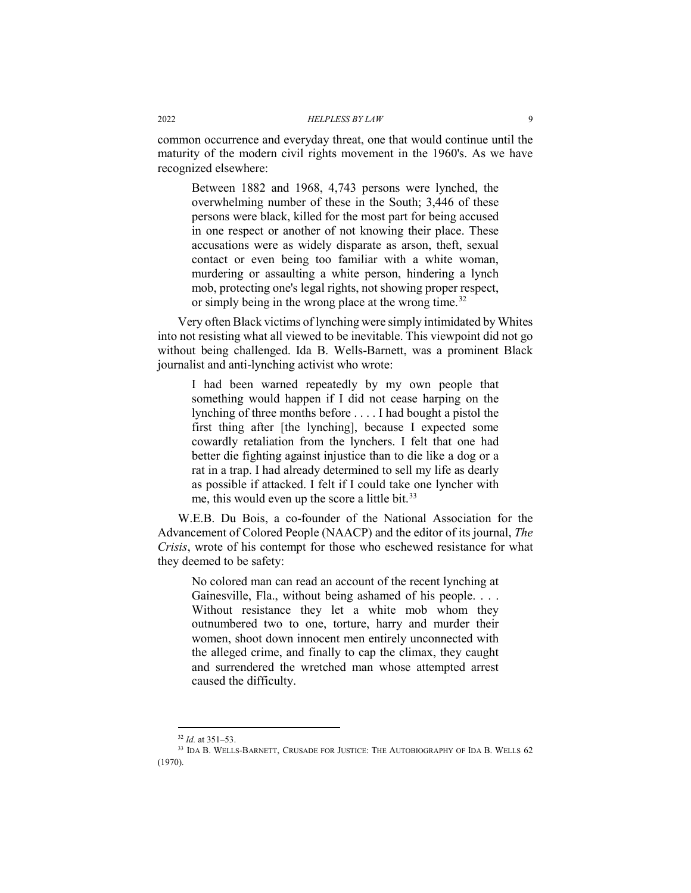common occurrence and everyday threat, one that would continue until the maturity of the modern civil rights movement in the 1960's. As we have recognized elsewhere:

> Between 1882 and 1968, 4,743 persons were lynched, the overwhelming number of these in the South; 3,446 of these persons were black, killed for the most part for being accused in one respect or another of not knowing their place. These accusations were as widely disparate as arson, theft, sexual contact or even being too familiar with a white woman, murdering or assaulting a white person, hindering a lynch mob, protecting one's legal rights, not showing proper respect, or simply being in the wrong place at the wrong time.[32]

Very often Black victims of lynching were simply intimidated by Whites into not resisting what all viewed to be inevitable. This viewpoint did not go without being challenged. Ida B. Wells-Barnett, was a prominent Black journalist and anti-lynching activist who wrote:

> I had been warned repeatedly by my own people that something would happen if I did not cease harping on the lynching of three months before . . . . I had bought a pistol the first thing after [the lynching], because I expected some cowardly retaliation from the lynchers. I felt that one had better die fighting against injustice than to die like a dog or a rat in a trap. I had already determined to sell my life as dearly as possible if attacked. I felt if I could take one lyncher with me, this would even up the score a little bit.[33]

W.E.B. Du Bois, a co-founder of the National Association for the Advancement of Colored People (NAACP) and the editor of its journal, *The Crisis*, wrote of his contempt for those who eschewed resistance for what they deemed to be safety:

> No colored man can read an account of the recent lynching at Gainesville, Fla., without being ashamed of his people. . . . Without resistance they let a white mob whom they outnumbered two to one, torture, harry and murder their women, shoot down innocent men entirely unconnected with the alleged crime, and finally to cap the climax, they caught and surrendered the wretched man whose attempted arrest caused the difficulty.

---

[32] *Id.* at 351–53.

[33] IDA B. WELLS-BARNETT, CRUSADE FOR JUSTICE: THE AUTOBIOGRAPHY OF IDA B. WELLS 62 (1970).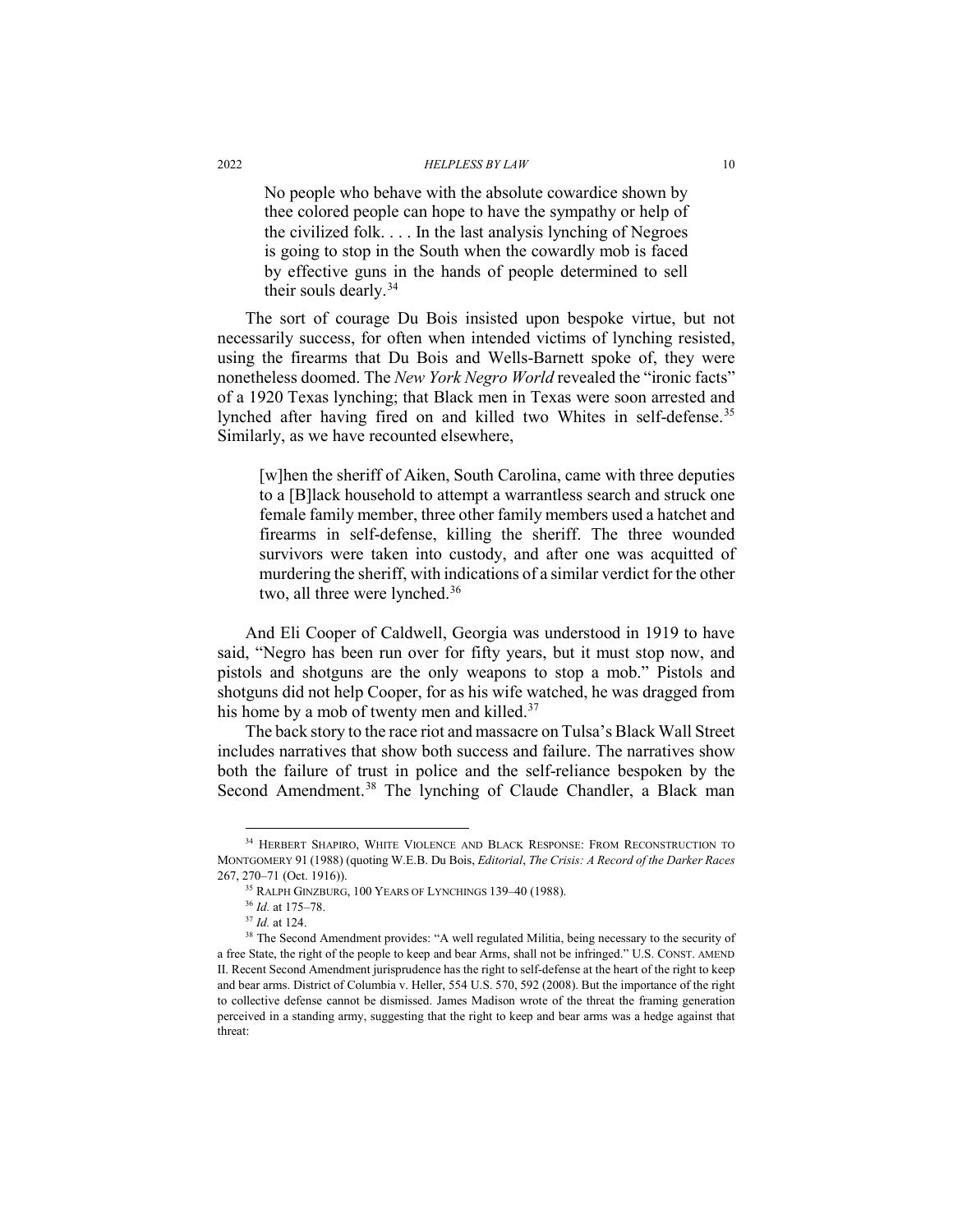> No people who behave with the absolute cowardice shown by thee colored people can hope to have the sympathy or help of the civilized folk. . . . In the last analysis lynching of Negroes is going to stop in the South when the cowardly mob is faced by effective guns in the hands of people determined to sell their souls dearly.[34]

The sort of courage Du Bois insisted upon bespoke virtue, but not necessarily success, for often when intended victims of lynching resisted, using the firearms that Du Bois and Wells-Barnett spoke of, they were nonetheless doomed. The *New York Negro World* revealed the "ironic facts" of a 1920 Texas lynching; that Black men in Texas were soon arrested and lynched after having fired on and killed two Whites in self-defense.[35] Similarly, as we have recounted elsewhere,

> [w]hen the sheriff of Aiken, South Carolina, came with three deputies to a [B]lack household to attempt a warrantless search and struck one female family member, three other family members used a hatchet and firearms in self-defense, killing the sheriff. The three wounded survivors were taken into custody, and after one was acquitted of murdering the sheriff, with indications of a similar verdict for the other two, all three were lynched.[36]

And Eli Cooper of Caldwell, Georgia was understood in 1919 to have said, "Negro has been run over for fifty years, but it must stop now, and pistols and shotguns are the only weapons to stop a mob." Pistols and shotguns did not help Cooper, for as his wife watched, he was dragged from his home by a mob of twenty men and killed.[37]

The back story to the race riot and massacre on Tulsa's Black Wall Street includes narratives that show both success and failure. The narratives show both the failure of trust in police and the self-reliance bespoken by the Second Amendment.[38] The lynching of Claude Chandler, a Black man

---

[34] HERBERT SHAPIRO, WHITE VIOLENCE AND BLACK RESPONSE: FROM RECONSTRUCTION TO MONTGOMERY 91 (1988) (quoting W.E.B. Du Bois, *Editorial*, *The Crisis: A Record of the Darker Races* 267, 270–71 (Oct. 1916)).

[35] RALPH GINZBURG, 100 YEARS OF LYNCHINGS 139–40 (1988).

[36] *Id.* at 175–78.

[37] *Id.* at 124.

[38] The Second Amendment provides: "A well regulated Militia, being necessary to the security of a free State, the right of the people to keep and bear Arms, shall not be infringed." U.S. CONST. AMEND II. Recent Second Amendment jurisprudence has the right to self-defense at the heart of the right to keep and bear arms. District of Columbia v. Heller, 554 U.S. 570, 592 (2008). But the importance of the right to collective defense cannot be dismissed. James Madison wrote of the threat the framing generation perceived in a standing army, suggesting that the right to keep and bear arms was a hedge against that threat: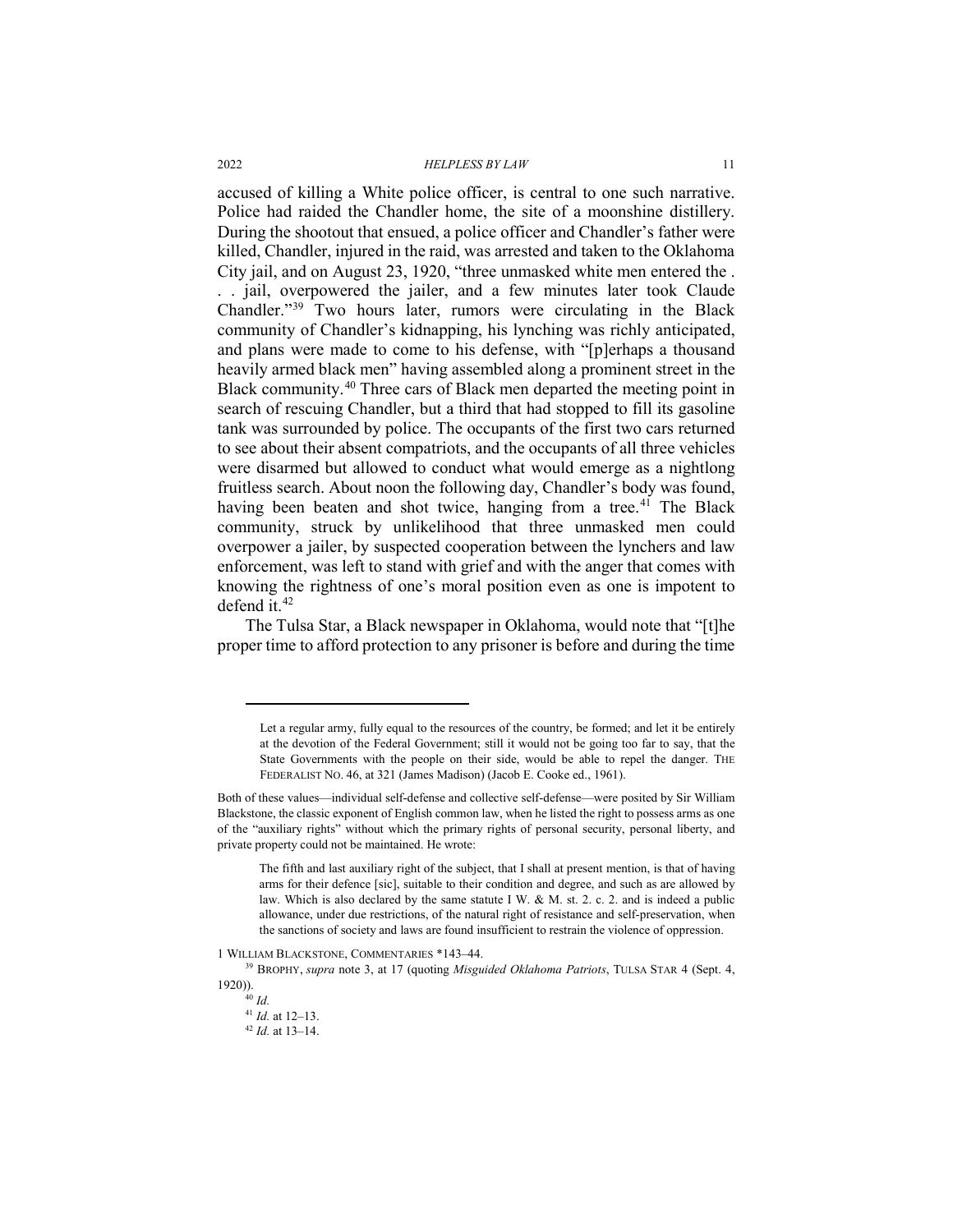accused of killing a White police officer, is central to one such narrative. Police had raided the Chandler home, the site of a moonshine distillery. During the shootout that ensued, a police officer and Chandler's father were killed, Chandler, injured in the raid, was arrested and taken to the Oklahoma City jail, and on August 23, 1920, "three unmasked white men entered the . . . jail, overpowered the jailer, and a few minutes later took Claude Chandler."[39] Two hours later, rumors were circulating in the Black community of Chandler's kidnapping, his lynching was richly anticipated, and plans were made to come to his defense, with "[p]erhaps a thousand heavily armed black men" having assembled along a prominent street in the Black community.[40] Three cars of Black men departed the meeting point in search of rescuing Chandler, but a third that had stopped to fill its gasoline tank was surrounded by police. The occupants of the first two cars returned to see about their absent compatriots, and the occupants of all three vehicles were disarmed but allowed to conduct what would emerge as a nightlong fruitless search. About noon the following day, Chandler's body was found, having been beaten and shot twice, hanging from a tree.[41] The Black community, struck by unlikelihood that three unmasked men could overpower a jailer, by suspected cooperation between the lynchers and law enforcement, was left to stand with grief and with the anger that comes with knowing the rightness of one's moral position even as one is impotent to defend it.[42]

The Tulsa Star, a Black newspaper in Oklahoma, would note that "[t]he proper time to afford protection to any prisoner is before and during the time

---

> Let a regular army, fully equal to the resources of the country, be formed; and let it be entirely at the devotion of the Federal Government; still it would not be going too far to say, that the State Governments with the people on their side, would be able to repel the danger. THE FEDERALIST NO. 46, at 321 (James Madison) (Jacob E. Cooke ed., 1961).

Both of these values—individual self-defense and collective self-defense—were posited by Sir William Blackstone, the classic exponent of English common law, when he listed the right to possess arms as one of the "auxiliary rights" without which the primary rights of personal security, personal liberty, and private property could not be maintained. He wrote:

> The fifth and last auxiliary right of the subject, that I shall at present mention, is that of having arms for their defence [sic], suitable to their condition and degree, and such as are allowed by law. Which is also declared by the same statute I W. & M. st. 2. c. 2. and is indeed a public allowance, under due restrictions, of the natural right of resistance and self-preservation, when the sanctions of society and laws are found insufficient to restrain the violence of oppression.

1 WILLIAM BLACKSTONE, COMMENTARIES *143–44.

[39] BROPHY, *supra* note 3, at 17 (quoting *Misguided Oklahoma Patriots*, TULSA STAR 4 (Sept. 4, 1920)).

[40] *Id.*

[41] *Id.* at 12–13.

[42] *Id.* at 13–14.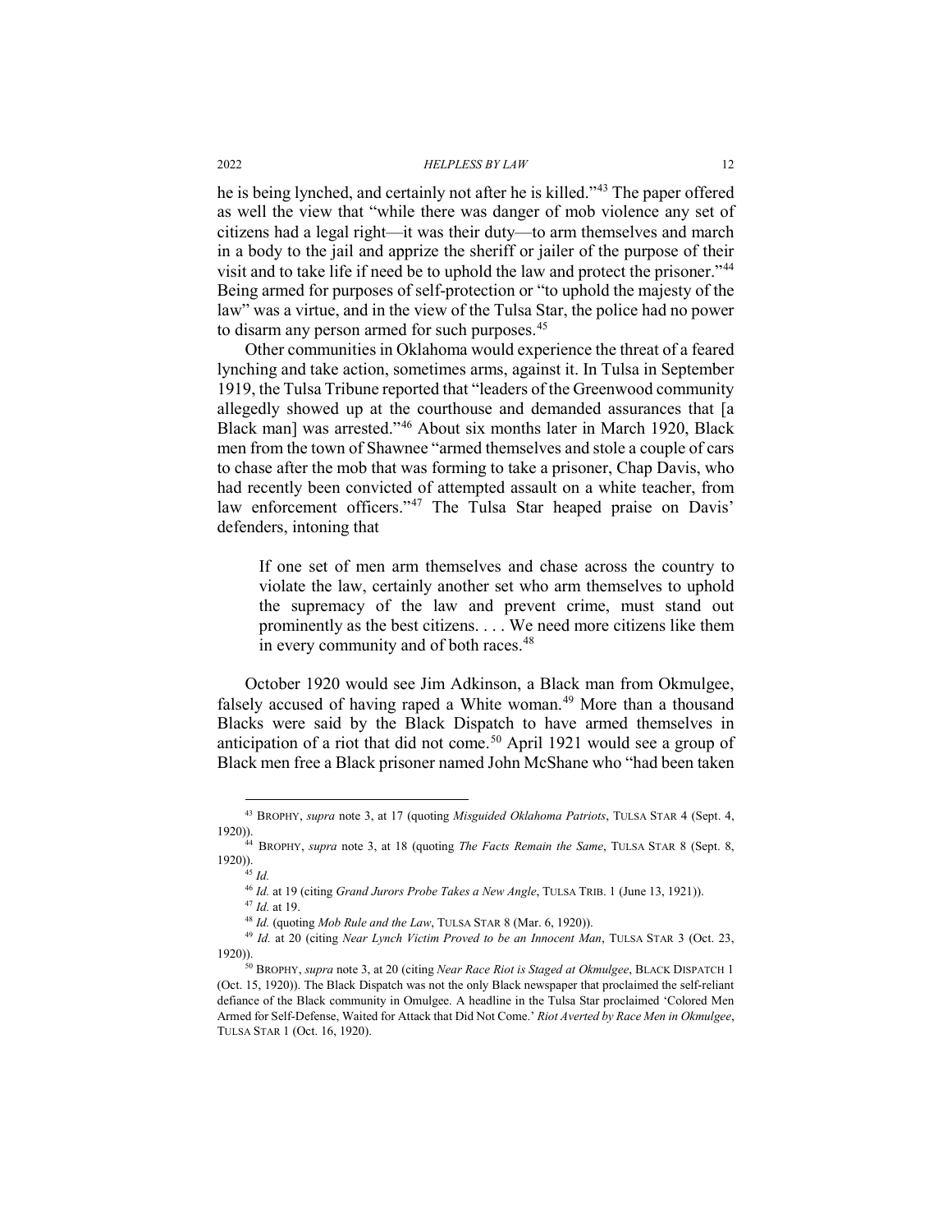he is being lynched, and certainly not after he is killed."[43] The paper offered as well the view that "while there was danger of mob violence any set of citizens had a legal right—it was their duty—to arm themselves and march in a body to the jail and apprize the sheriff or jailer of the purpose of their visit and to take life if need be to uphold the law and protect the prisoner."[44] Being armed for purposes of self-protection or "to uphold the majesty of the law" was a virtue, and in the view of the Tulsa Star, the police had no power to disarm any person armed for such purposes.[45]

Other communities in Oklahoma would experience the threat of a feared lynching and take action, sometimes arms, against it. In Tulsa in September 1919, the Tulsa Tribune reported that "leaders of the Greenwood community allegedly showed up at the courthouse and demanded assurances that [a Black man] was arrested."[46] About six months later in March 1920, Black men from the town of Shawnee "armed themselves and stole a couple of cars to chase after the mob that was forming to take a prisoner, Chap Davis, who had recently been convicted of attempted assault on a white teacher, from law enforcement officers."[47] The Tulsa Star heaped praise on Davis' defenders, intoning that

> If one set of men arm themselves and chase across the country to violate the law, certainly another set who arm themselves to uphold the supremacy of the law and prevent crime, must stand out prominently as the best citizens. . . . We need more citizens like them in every community and of both races.[48]

October 1920 would see Jim Adkinson, a Black man from Okmulgee, falsely accused of having raped a White woman.[49] More than a thousand Blacks were said by the Black Dispatch to have armed themselves in anticipation of a riot that did not come.[50] April 1921 would see a group of Black men free a Black prisoner named John McShane who "had been taken

---

[43] BROPHY, *supra* note 3, at 17 (quoting *Misguided Oklahoma Patriots*, TULSA STAR 4 (Sept. 4, 1920)).

[44] BROPHY, *supra* note 3, at 18 (quoting *The Facts Remain the Same*, TULSA STAR 8 (Sept. 8, 1920)).

[45] *Id.*

[46] *Id.* at 19 (citing *Grand Jurors Probe Takes a New Angle*, TULSA TRIB. 1 (June 13, 1921)).

[47] *Id.* at 19.

[48] *Id.* (quoting *Mob Rule and the Law*, TULSA STAR 8 (Mar. 6, 1920)).

[49] *Id.* at 20 (citing *Near Lynch Victim Proved to be an Innocent Man*, TULSA STAR 3 (Oct. 23, 1920)).

[50] BROPHY, *supra* note 3, at 20 (citing *Near Race Riot is Staged at Okmulgee*, BLACK DISPATCH 1 (Oct. 15, 1920)). The Black Dispatch was not the only Black newspaper that proclaimed the self-reliant defiance of the Black community in Omulgee. A headline in the Tulsa Star proclaimed 'Colored Men Armed for Self-Defense, Waited for Attack that Did Not Come.' *Riot Averted by Race Men in Okmulgee*, TULSA STAR 1 (Oct. 16, 1920).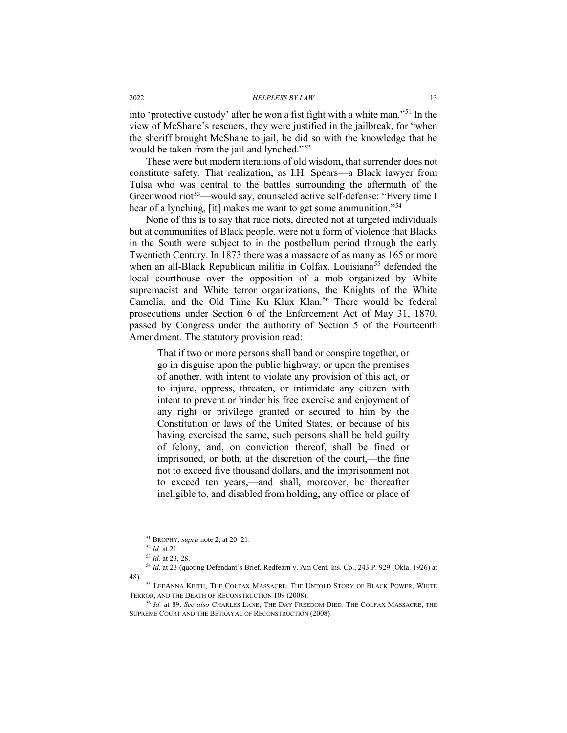into 'protective custody' after he won a fist fight with a white man."[51] In the view of McShane's rescuers, they were justified in the jailbreak, for "when the sheriff brought McShane to jail, he did so with the knowledge that he would be taken from the jail and lynched."[52]

These were but modern iterations of old wisdom, that surrender does not constitute safety. That realization, as I.H. Spears—a Black lawyer from Tulsa who was central to the battles surrounding the aftermath of the Greenwood riot[53]—would say, counseled active self-defense: "Every time I hear of a lynching, [it] makes me want to get some ammunition."[54]

None of this is to say that race riots, directed not at targeted individuals but at communities of Black people, were not a form of violence that Blacks in the South were subject to in the postbellum period through the early Twentieth Century. In 1873 there was a massacre of as many as 165 or more when an all-Black Republican militia in Colfax, Louisiana[55] defended the local courthouse over the opposition of a mob organized by White supremacist and White terror organizations, the Knights of the White Camelia, and the Old Time Ku Klux Klan.[56] There would be federal prosecutions under Section 6 of the Enforcement Act of May 31, 1870, passed by Congress under the authority of Section 5 of the Fourteenth Amendment. The statutory provision read:

> That if two or more persons shall band or conspire together, or go in disguise upon the public highway, or upon the premises of another, with intent to violate any provision of this act, or to injure, oppress, threaten, or intimidate any citizen with intent to prevent or hinder his free exercise and enjoyment of any right or privilege granted or secured to him by the Constitution or laws of the United States, or because of his having exercised the same, such persons shall be held guilty of felony, and, on conviction thereof, shall be fined or imprisoned, or both, at the discretion of the court,—the fine not to exceed five thousand dollars, and the imprisonment not to exceed ten years,—and shall, moreover, be thereafter ineligible to, and disabled from holding, any office or place of

---

[51] BROPHY, *supra* note 2, at 20–21.

[52] *Id.* at 21.

[53] *Id.* at 23, 28.

[54] *Id.* at 23 (quoting Defendant's Brief, Redfearn v. Am Cent. Ins. Co., 243 P. 929 (Okla. 1926) at 48).

[55] LEEANNA KEITH, THE COLFAX MASSACRE: THE UNTOLD STORY OF BLACK POWER, WHITE TERROR, AND THE DEATH OF RECONSTRUCTION 109 (2008).

[56] *Id.* at 89. *See also* CHARLES LANE, THE DAY FREEDOM DIED: THE COLFAX MASSACRE, THE SUPREME COURT AND THE BETRAYAL OF RECONSTRUCTION (2008)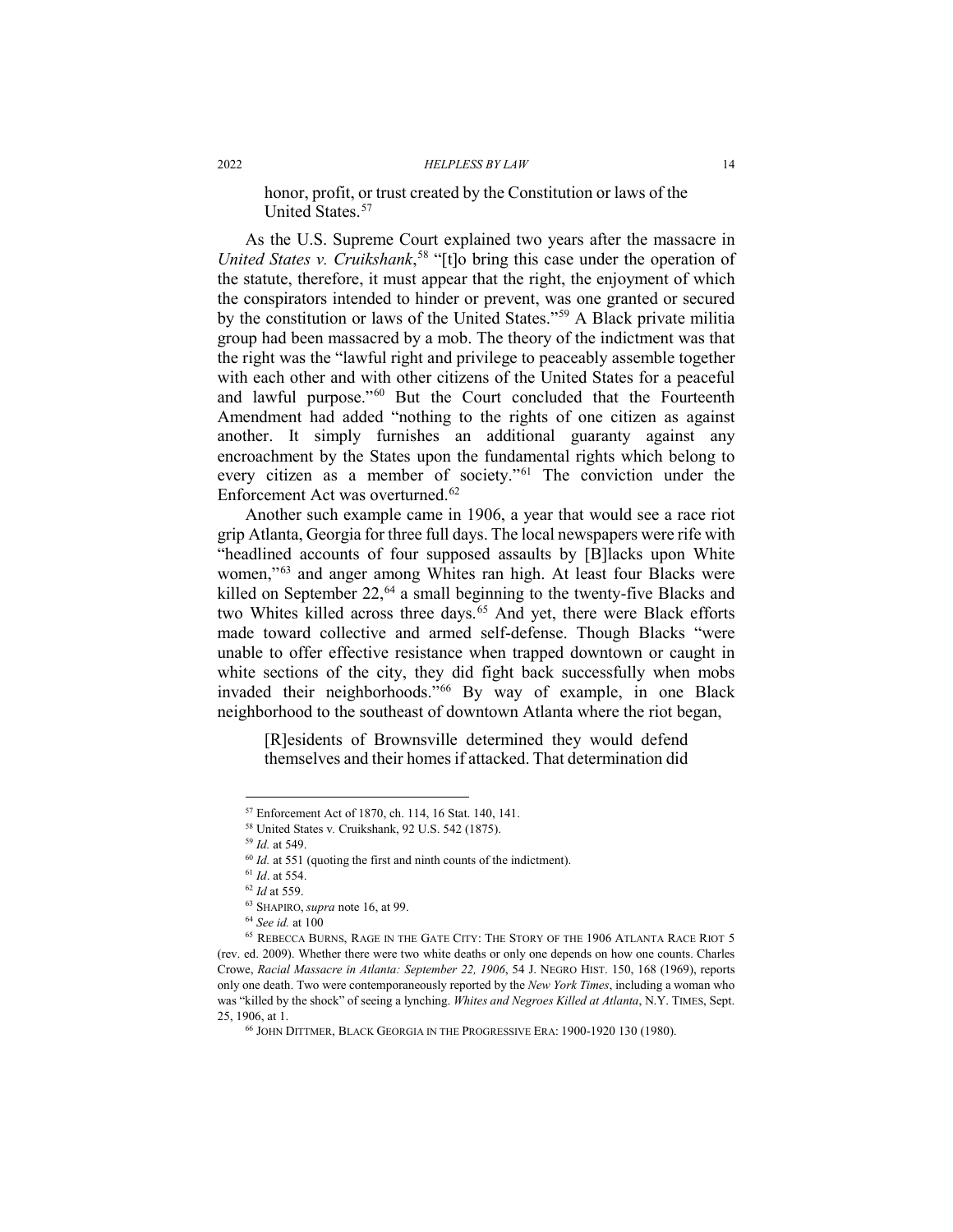> honor, profit, or trust created by the Constitution or laws of the United States.[57]

As the U.S. Supreme Court explained two years after the massacre in *United States v. Cruikshank*,[58] "[t]o bring this case under the operation of the statute, therefore, it must appear that the right, the enjoyment of which the conspirators intended to hinder or prevent, was one granted or secured by the constitution or laws of the United States."[59] A Black private militia group had been massacred by a mob. The theory of the indictment was that the right was the "lawful right and privilege to peaceably assemble together with each other and with other citizens of the United States for a peaceful and lawful purpose."[60] But the Court concluded that the Fourteenth Amendment had added "nothing to the rights of one citizen as against another. It simply furnishes an additional guaranty against any encroachment by the States upon the fundamental rights which belong to every citizen as a member of society."[61] The conviction under the Enforcement Act was overturned.[62]

Another such example came in 1906, a year that would see a race riot grip Atlanta, Georgia for three full days. The local newspapers were rife with "headlined accounts of four supposed assaults by [B]lacks upon White women,"[63] and anger among Whites ran high. At least four Blacks were killed on September 22,[64] a small beginning to the twenty-five Blacks and two Whites killed across three days.[65] And yet, there were Black efforts made toward collective and armed self-defense. Though Blacks "were unable to offer effective resistance when trapped downtown or caught in white sections of the city, they did fight back successfully when mobs invaded their neighborhoods."[66] By way of example, in one Black neighborhood to the southeast of downtown Atlanta where the riot began,

> [R]esidents of Brownsville determined they would defend themselves and their homes if attacked. That determination did

---

[57] Enforcement Act of 1870, ch. 114, 16 Stat. 140, 141.

[58] United States v. Cruikshank, 92 U.S. 542 (1875).

[59] *Id.* at 549.

[60] *Id.* at 551 (quoting the first and ninth counts of the indictment).

[61] *Id*. at 554.

[62] *Id* at 559.

[63] SHAPIRO, *supra* note 16, at 99.

[64] *See id.* at 100

[65] REBECCA BURNS, RAGE IN THE GATE CITY: THE STORY OF THE 1906 ATLANTA RACE RIOT 5 (rev. ed. 2009). Whether there were two white deaths or only one depends on how one counts. Charles Crowe, *Racial Massacre in Atlanta: September 22, 1906*, 54 J. NEGRO HIST. 150, 168 (1969), reports only one death. Two were contemporaneously reported by the *New York Times*, including a woman who was "killed by the shock" of seeing a lynching. *Whites and Negroes Killed at Atlanta*, N.Y. TIMES, Sept. 25, 1906, at 1.

[66] JOHN DITTMER, BLACK GEORGIA IN THE PROGRESSIVE ERA: 1900-1920 130 (1980).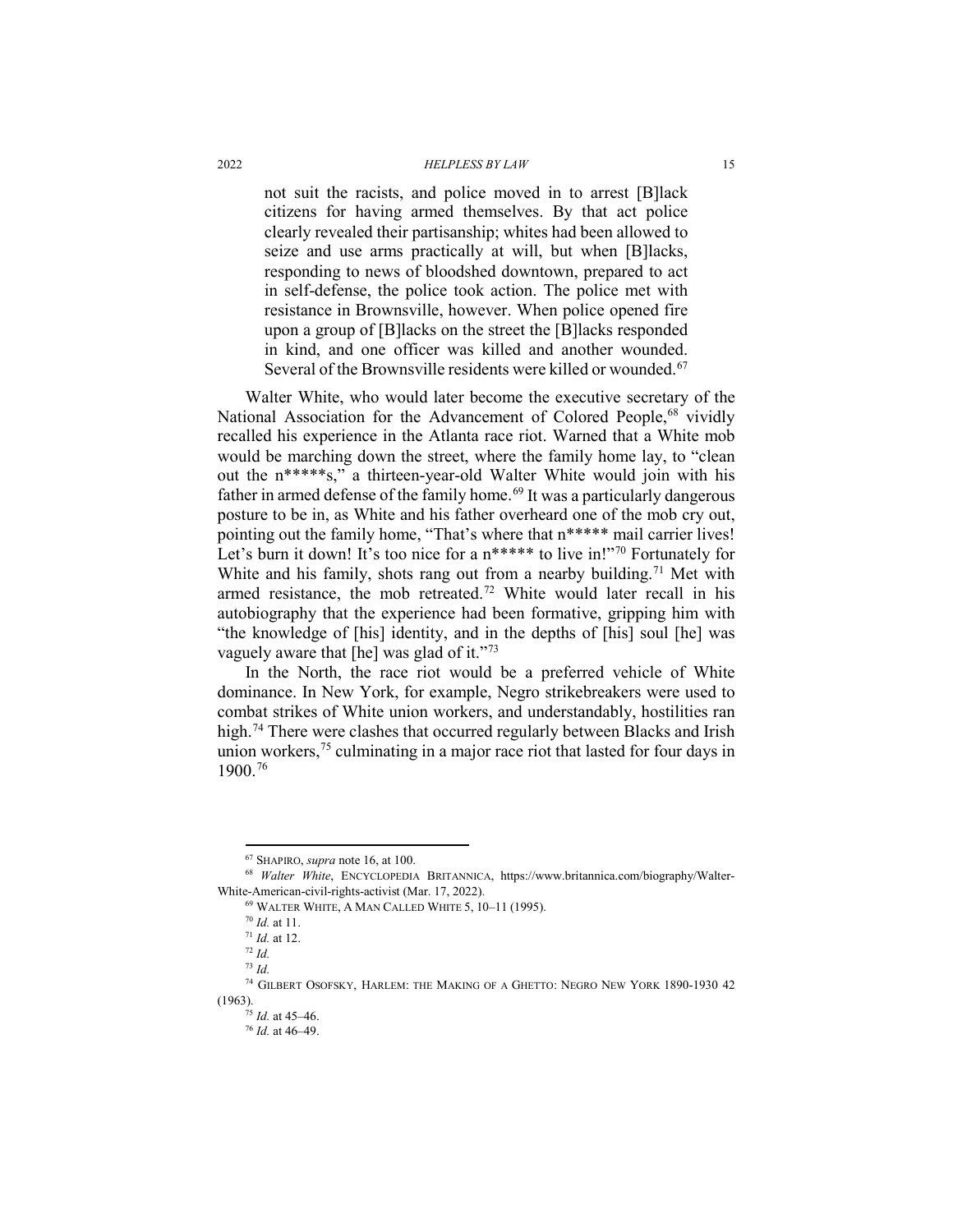> not suit the racists, and police moved in to arrest [B]lack citizens for having armed themselves. By that act police clearly revealed their partisanship; whites had been allowed to seize and use arms practically at will, but when [B]lacks, responding to news of bloodshed downtown, prepared to act in self-defense, the police took action. The police met with resistance in Brownsville, however. When police opened fire upon a group of [B]lacks on the street the [B]lacks responded in kind, and one officer was killed and another wounded. Several of the Brownsville residents were killed or wounded.[67]

Walter White, who would later become the executive secretary of the National Association for the Advancement of Colored People,[68] vividly recalled his experience in the Atlanta race riot. Warned that a White mob would be marching down the street, where the family home lay, to "clean out the n*****s," a thirteen-year-old Walter White would join with his father in armed defense of the family home.[69] It was a particularly dangerous posture to be in, as White and his father overheard one of the mob cry out, pointing out the family home, "That's where that n***** mail carrier lives! Let's burn it down! It's too nice for a n***** to live in!"[70] Fortunately for White and his family, shots rang out from a nearby building.[71] Met with armed resistance, the mob retreated.[72] White would later recall in his autobiography that the experience had been formative, gripping him with "the knowledge of [his] identity, and in the depths of [his] soul [he] was vaguely aware that [he] was glad of it."[73]

In the North, the race riot would be a preferred vehicle of White dominance. In New York, for example, Negro strikebreakers were used to combat strikes of White union workers, and understandably, hostilities ran high.[74] There were clashes that occurred regularly between Blacks and Irish union workers,[75] culminating in a major race riot that lasted for four days in 1900.[76]

---

[67] SHAPIRO, *supra* note 16, at 100.

[68] *Walter White*, ENCYCLOPEDIA BRITANNICA, https://www.britannica.com/biography/Walter-White-American-civil-rights-activist (Mar. 17, 2022).

[69] WALTER WHITE, A MAN CALLED WHITE 5, 10–11 (1995).

[70] *Id.* at 11.

[71] *Id.* at 12.

[72] *Id.*

[73] *Id.*

[74] GILBERT OSOFSKY, HARLEM: THE MAKING OF A GHETTO: NEGRO NEW YORK 1890-1930 42 (1963).

[75] *Id.* at 45–46.

[76] *Id.* at 46–49.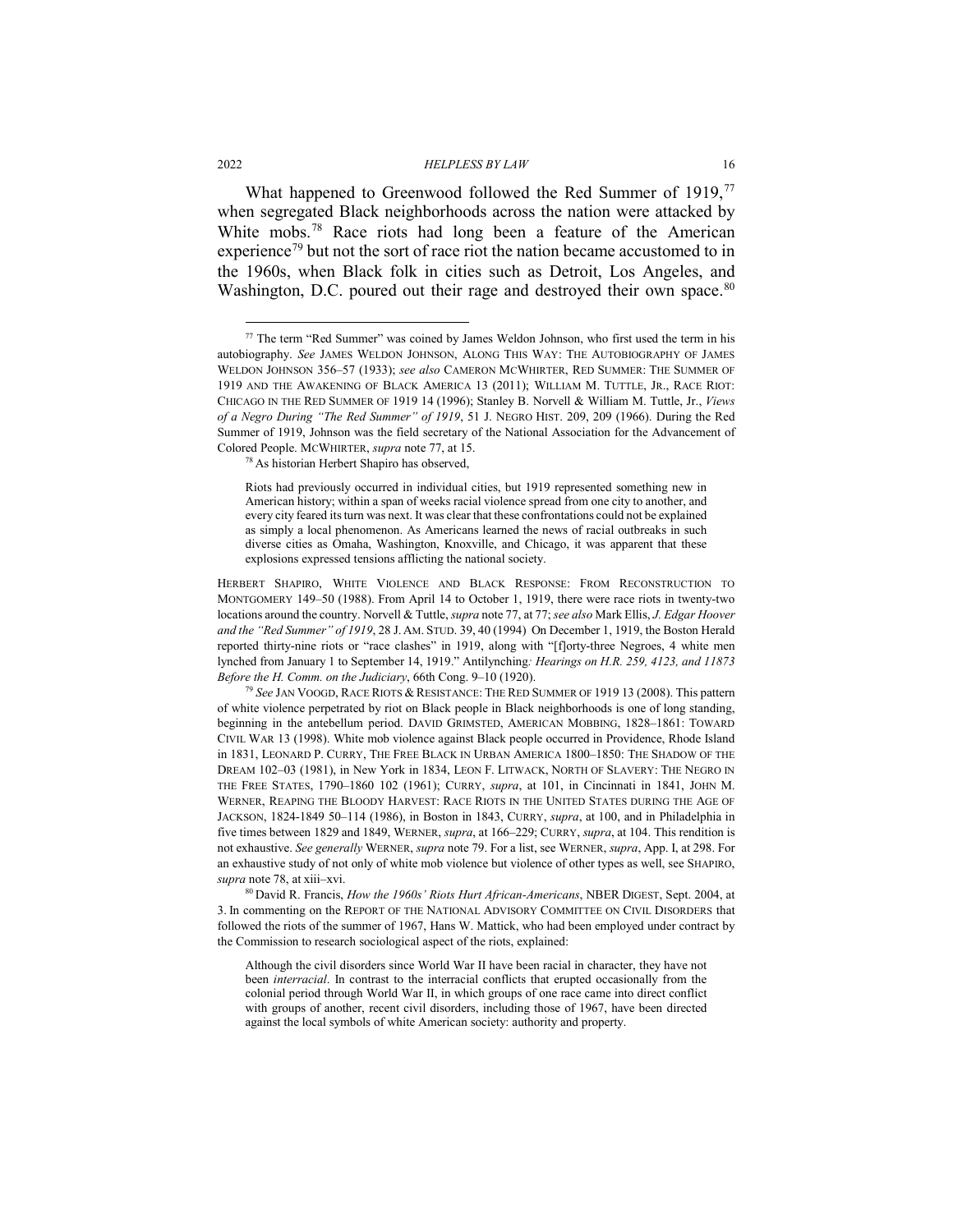What happened to Greenwood followed the Red Summer of 1919,[77] when segregated Black neighborhoods across the nation were attacked by White mobs.[78] Race riots had long been a feature of the American experience[79] but not the sort of race riot the nation became accustomed to in the 1960s, when Black folk in cities such as Detroit, Los Angeles, and Washington, D.C. poured out their rage and destroyed their own space.[80]

---

[77] The term "Red Summer" was coined by James Weldon Johnson, who first used the term in his autobiography. *See* JAMES WELDON JOHNSON, ALONG THIS WAY: THE AUTOBIOGRAPHY OF JAMES WELDON JOHNSON 356–57 (1933); *see also* CAMERON MCWHIRTER, RED SUMMER: THE SUMMER OF 1919 AND THE AWAKENING OF BLACK AMERICA 13 (2011); WILLIAM M. TUTTLE, JR., RACE RIOT: CHICAGO IN THE RED SUMMER OF 1919 14 (1996); Stanley B. Norvell & William M. Tuttle, Jr., *Views of a Negro During "The Red Summer" of 1919*, 51 J. NEGRO HIST. 209, 209 (1966). During the Red Summer of 1919, Johnson was the field secretary of the National Association for the Advancement of Colored People. MCWHIRTER, *supra* note 77, at 15.

[78] As historian Herbert Shapiro has observed,

> Riots had previously occurred in individual cities, but 1919 represented something new in American history; within a span of weeks racial violence spread from one city to another, and every city feared its turn was next. It was clear that these confrontations could not be explained as simply a local phenomenon. As Americans learned the news of racial outbreaks in such diverse cities as Omaha, Washington, Knoxville, and Chicago, it was apparent that these explosions expressed tensions afflicting the national society.

HERBERT SHAPIRO, WHITE VIOLENCE AND BLACK RESPONSE: FROM RECONSTRUCTION TO MONTGOMERY 149–50 (1988). From April 14 to October 1, 1919, there were race riots in twenty-two locations around the country. Norvell & Tuttle, *supra* note 77, at 77; *see also* Mark Ellis, *J. Edgar Hoover and the "Red Summer" of 1919*, 28 J. AM. STUD. 39, 40 (1994) On December 1, 1919, the Boston Herald reported thirty-nine riots or "race clashes" in 1919, along with "[f]orty-three Negroes, 4 white men lynched from January 1 to September 14, 1919." Antilynching*: Hearings on H.R. 259, 4123, and 11873 Before the H. Comm. on the Judiciary*, 66th Cong. 9–10 (1920).

[79] *See* JAN VOOGD, RACE RIOTS & RESISTANCE: THE RED SUMMER OF 1919 13 (2008). This pattern of white violence perpetrated by riot on Black people in Black neighborhoods is one of long standing, beginning in the antebellum period. DAVID GRIMSTED, AMERICAN MOBBING, 1828–1861: TOWARD CIVIL WAR 13 (1998). White mob violence against Black people occurred in Providence, Rhode Island in 1831, LEONARD P. CURRY, THE FREE BLACK IN URBAN AMERICA 1800–1850: THE SHADOW OF THE DREAM 102–03 (1981), in New York in 1834, LEON F. LITWACK, NORTH OF SLAVERY: THE NEGRO IN THE FREE STATES, 1790–1860 102 (1961); CURRY, *supra*, at 101, in Cincinnati in 1841, JOHN M. WERNER, REAPING THE BLOODY HARVEST: RACE RIOTS IN THE UNITED STATES DURING THE AGE OF JACKSON, 1824-1849 50–114 (1986), in Boston in 1843, CURRY, *supra*, at 100, and in Philadelphia in five times between 1829 and 1849, WERNER, *supra*, at 166–229; CURRY, *supra*, at 104. This rendition is not exhaustive. *See generally* WERNER, *supra* note 79. For a list, see WERNER, *supra*, App. I, at 298. For an exhaustive study of not only of white mob violence but violence of other types as well, see SHAPIRO, *supra* note 78, at xiii–xvi.

[80] David R. Francis, *How the 1960s' Riots Hurt African-Americans*, NBER DIGEST, Sept. 2004, at 3. In commenting on the REPORT OF THE NATIONAL ADVISORY COMMITTEE ON CIVIL DISORDERS that followed the riots of the summer of 1967, Hans W. Mattick, who had been employed under contract by the Commission to research sociological aspect of the riots, explained:

> Although the civil disorders since World War II have been racial in character, they have not been *interracial*. In contrast to the interracial conflicts that erupted occasionally from the colonial period through World War II, in which groups of one race came into direct conflict with groups of another, recent civil disorders, including those of 1967, have been directed against the local symbols of white American society: authority and property.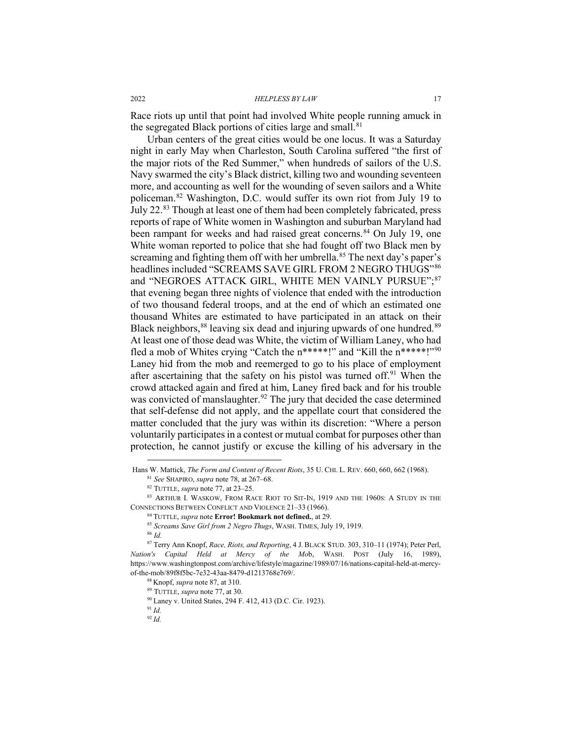Race riots up until that point had involved White people running amuck in the segregated Black portions of cities large and small.[81]

Urban centers of the great cities would be one locus. It was a Saturday night in early May when Charleston, South Carolina suffered "the first of the major riots of the Red Summer," when hundreds of sailors of the U.S. Navy swarmed the city's Black district, killing two and wounding seventeen more, and accounting as well for the wounding of seven sailors and a White policeman.[82] Washington, D.C. would suffer its own riot from July 19 to July 22.[83] Though at least one of them had been completely fabricated, press reports of rape of White women in Washington and suburban Maryland had been rampant for weeks and had raised great concerns.[84] On July 19, one White woman reported to police that she had fought off two Black men by screaming and fighting them off with her umbrella.[85] The next day's paper's headlines included "SCREAMS SAVE GIRL FROM 2 NEGRO THUGS"[86] and "NEGROES ATTACK GIRL, WHITE MEN VAINLY PURSUE";[87] that evening began three nights of violence that ended with the introduction of two thousand federal troops, and at the end of which an estimated one thousand Whites are estimated to have participated in an attack on their Black neighbors,[88] leaving six dead and injuring upwards of one hundred.[89] At least one of those dead was White, the victim of William Laney, who had fled a mob of Whites crying "Catch the n*****!" and "Kill the n*****!"[90] Laney hid from the mob and reemerged to go to his place of employment after ascertaining that the safety on his pistol was turned off.[91] When the crowd attacked again and fired at him, Laney fired back and for his trouble was convicted of manslaughter.[92] The jury that decided the case determined that self-defense did not apply, and the appellate court that considered the matter concluded that the jury was within its discretion: "Where a person voluntarily participates in a contest or mutual combat for purposes other than protection, he cannot justify or excuse the killing of his adversary in the

---

Hans W. Mattick, *The Form and Content of Recent Riots*, 35 U. CHI. L. REV. 660, 660, 662 (1968).

[81] *See* SHAPIRO, *supra* note 78, at 267–68.

[82] TUTTLE, *supra* note 77, at 23–25.

[83] ARTHUR I. WASKOW, FROM RACE RIOT TO SIT-IN, 1919 AND THE 1960S: A STUDY IN THE CONNECTIONS BETWEEN CONFLICT AND VIOLENCE 21–33 (1966).

[84] TUTTLE, *supra* note **Error! Bookmark not defined.**, at 29.

[85] *Screams Save Girl from 2 Negro Thugs*, WASH. TIMES, July 19, 1919.

[86] *Id.*

[87] Terry Ann Knopf, *Race, Riots, and Reporting*, 4 J. BLACK STUD. 303, 310–11 (1974); Peter Perl, *Nation's Capital Held at Mercy of the Mob*, WASH. POST (July 16, 1989), https://www.washingtonpost.com/archive/lifestyle/magazine/1989/07/16/nations-capital-held-at-mercy-of-the-mob/89f8f5bc-7e32-43aa-8479-d1213768e769/.

[88] Knopf, *supra* note 87, at 310.

[89] TUTTLE, *supra* note 77, at 30.

[90] Laney v. United States, 294 F. 412, 413 (D.C. Cir. 1923).

[91] *Id.*

[92] *Id.*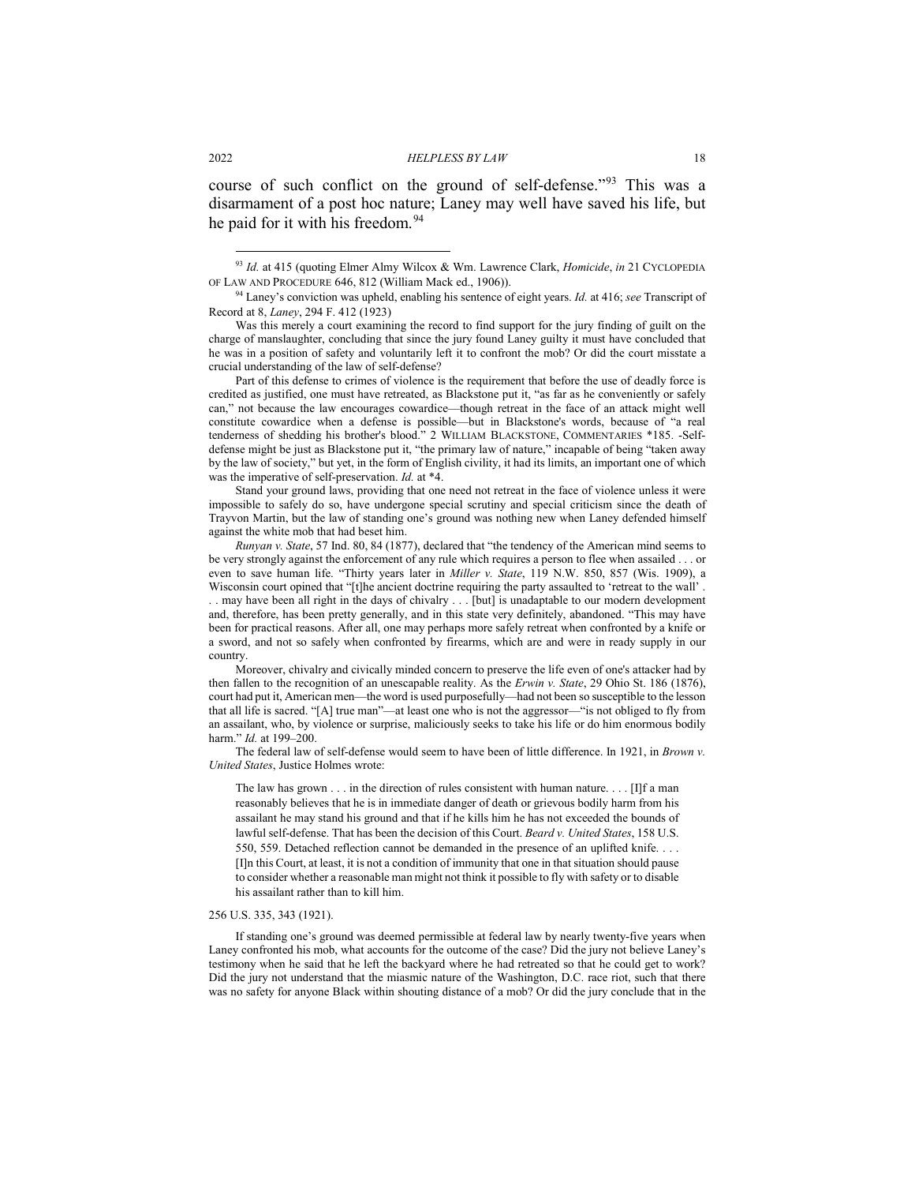course of such conflict on the ground of self-defense."[93] This was a disarmament of a post hoc nature; Laney may well have saved his life, but he paid for it with his freedom.[94]

---

[93] *Id.* at 415 (quoting Elmer Almy Wilcox & Wm. Lawrence Clark, *Homicide*, *in* 21 CYCLOPEDIA OF LAW AND PROCEDURE 646, 812 (William Mack ed., 1906)).

[94] Laney's conviction was upheld, enabling his sentence of eight years. *Id.* at 416; *see* Transcript of Record at 8, *Laney*, 294 F. 412 (1923)

Was this merely a court examining the record to find support for the jury finding of guilt on the charge of manslaughter, concluding that since the jury found Laney guilty it must have concluded that he was in a position of safety and voluntarily left it to confront the mob? Or did the court misstate a crucial understanding of the law of self-defense?

Part of this defense to crimes of violence is the requirement that before the use of deadly force is credited as justified, one must have retreated, as Blackstone put it, "as far as he conveniently or safely can," not because the law encourages cowardice—though retreat in the face of an attack might well constitute cowardice when a defense is possible—but in Blackstone's words, because of "a real tenderness of shedding his brother's blood." 2 WILLIAM BLACKSTONE, COMMENTARIES *185. -Self-defense might be just as Blackstone put it, "the primary law of nature," incapable of being "taken away by the law of society," but yet, in the form of English civility, it had its limits, an important one of which was the imperative of self-preservation. *Id.* at *4.

Stand your ground laws, providing that one need not retreat in the face of violence unless it were impossible to safely do so, have undergone special scrutiny and special criticism since the death of Trayvon Martin, but the law of standing one's ground was nothing new when Laney defended himself against the white mob that had beset him.

*Runyan v. State*, 57 Ind. 80, 84 (1877), declared that "the tendency of the American mind seems to be very strongly against the enforcement of any rule which requires a person to flee when assailed . . . or even to save human life. "Thirty years later in *Miller v. State*, 119 N.W. 850, 857 (Wis. 1909), a Wisconsin court opined that "[t]he ancient doctrine requiring the party assaulted to 'retreat to the wall' . . . may have been all right in the days of chivalry . . . [but] is unadaptable to our modern development and, therefore, has been pretty generally, and in this state very definitely, abandoned. "This may have been for practical reasons. After all, one may perhaps more safely retreat when confronted by a knife or a sword, and not so safely when confronted by firearms, which are and were in ready supply in our country.

Moreover, chivalry and civically minded concern to preserve the life even of one's attacker had by then fallen to the recognition of an unescapable reality. As the *Erwin v. State*, 29 Ohio St. 186 (1876), court had put it, American men—the word is used purposefully—had not been so susceptible to the lesson that all life is sacred. "[A] true man"—at least one who is not the aggressor—"is not obliged to fly from an assailant, who, by violence or surprise, maliciously seeks to take his life or do him enormous bodily harm." *Id.* at 199–200.

The federal law of self-defense would seem to have been of little difference. In 1921, in *Brown v. United States*, Justice Holmes wrote:

> The law has grown . . . in the direction of rules consistent with human nature. . . . [I]f a man reasonably believes that he is in immediate danger of death or grievous bodily harm from his assailant he may stand his ground and that if he kills him he has not exceeded the bounds of lawful self-defense. That has been the decision of this Court. *Beard v. United States*, 158 U.S. 550, 559. Detached reflection cannot be demanded in the presence of an uplifted knife. . . . [I]n this Court, at least, it is not a condition of immunity that one in that situation should pause to consider whether a reasonable man might not think it possible to fly with safety or to disable his assailant rather than to kill him.

256 U.S. 335, 343 (1921).

If standing one's ground was deemed permissible at federal law by nearly twenty-five years when Laney confronted his mob, what accounts for the outcome of the case? Did the jury not believe Laney's testimony when he said that he left the backyard where he had retreated so that he could get to work? Did the jury not understand that the miasmic nature of the Washington, D.C. race riot, such that there was no safety for anyone Black within shouting distance of a mob? Or did the jury conclude that in the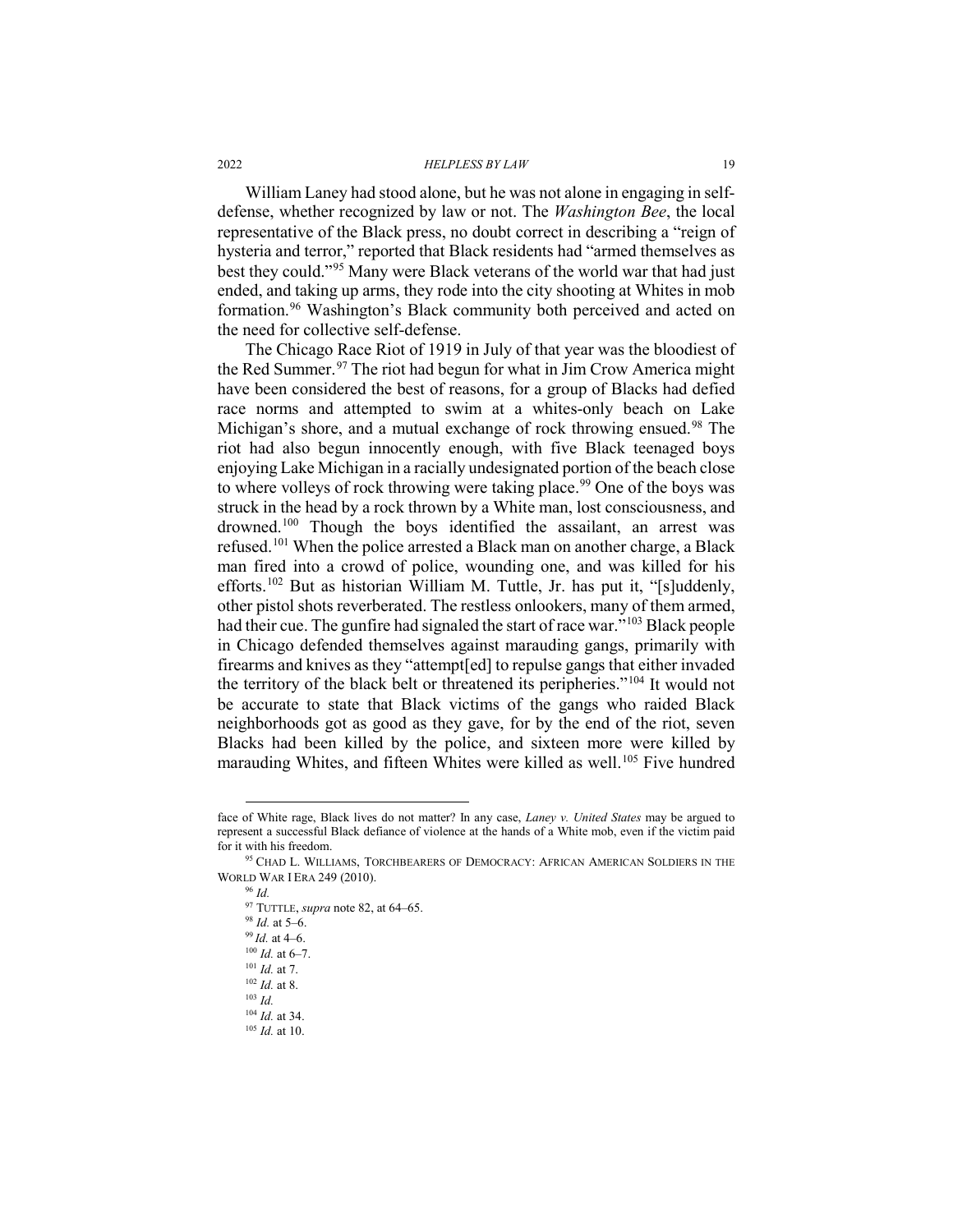William Laney had stood alone, but he was not alone in engaging in self-defense, whether recognized by law or not. The *Washington Bee*, the local representative of the Black press, no doubt correct in describing a "reign of hysteria and terror," reported that Black residents had "armed themselves as best they could."[95] Many were Black veterans of the world war that had just ended, and taking up arms, they rode into the city shooting at Whites in mob formation.[96] Washington's Black community both perceived and acted on the need for collective self-defense.

The Chicago Race Riot of 1919 in July of that year was the bloodiest of the Red Summer.[97] The riot had begun for what in Jim Crow America might have been considered the best of reasons, for a group of Blacks had defied race norms and attempted to swim at a whites-only beach on Lake Michigan's shore, and a mutual exchange of rock throwing ensued.[98] The riot had also begun innocently enough, with five Black teenaged boys enjoying Lake Michigan in a racially undesignated portion of the beach close to where volleys of rock throwing were taking place.[99] One of the boys was struck in the head by a rock thrown by a White man, lost consciousness, and drowned.[100] Though the boys identified the assailant, an arrest was refused.[101] When the police arrested a Black man on another charge, a Black man fired into a crowd of police, wounding one, and was killed for his efforts.[102] But as historian William M. Tuttle, Jr. has put it, "[s]uddenly, other pistol shots reverberated. The restless onlookers, many of them armed, had their cue. The gunfire had signaled the start of race war."[103] Black people in Chicago defended themselves against marauding gangs, primarily with firearms and knives as they "attempt[ed] to repulse gangs that either invaded the territory of the black belt or threatened its peripheries."[104] It would not be accurate to state that Black victims of the gangs who raided Black neighborhoods got as good as they gave, for by the end of the riot, seven Blacks had been killed by the police, and sixteen more were killed by marauding Whites, and fifteen Whites were killed as well.[105] Five hundred

---

face of White rage, Black lives do not matter? In any case, *Laney v. United States* may be argued to represent a successful Black defiance of violence at the hands of a White mob, even if the victim paid for it with his freedom.

[95] CHAD L. WILLIAMS, TORCHBEARERS OF DEMOCRACY: AFRICAN AMERICAN SOLDIERS IN THE WORLD WAR I ERA 249 (2010).

[96] *Id.*

[97] TUTTLE, *supra* note 82, at 64–65.

[98] *Id.* at 5–6.

[99] *Id.* at 4–6.

[100] *Id.* at 6–7.

[101] *Id.* at 7.

[102] *Id.* at 8.

[103] *Id.*

[104] *Id.* at 34.

[105] *Id.* at 10.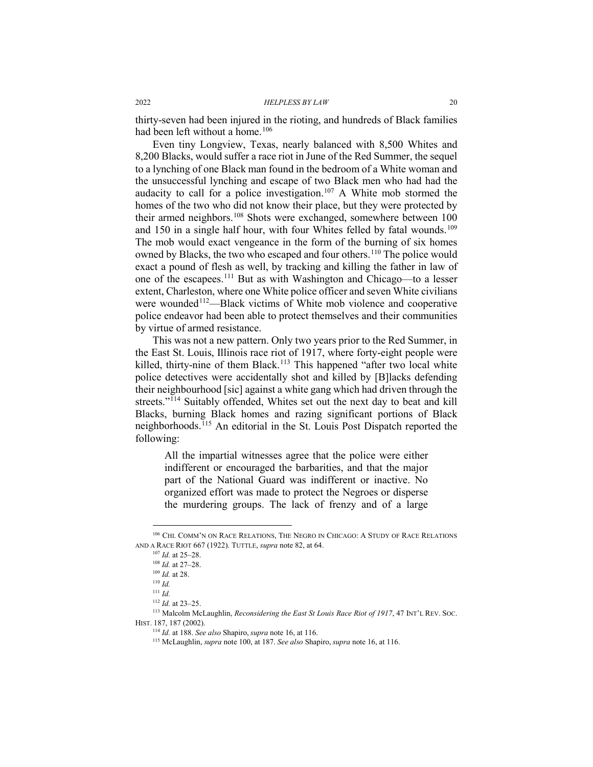thirty-seven had been injured in the rioting, and hundreds of Black families had been left without a home.[106]

Even tiny Longview, Texas, nearly balanced with 8,500 Whites and 8,200 Blacks, would suffer a race riot in June of the Red Summer, the sequel to a lynching of one Black man found in the bedroom of a White woman and the unsuccessful lynching and escape of two Black men who had had the audacity to call for a police investigation.[107] A White mob stormed the homes of the two who did not know their place, but they were protected by their armed neighbors.[108] Shots were exchanged, somewhere between 100 and 150 in a single half hour, with four Whites felled by fatal wounds.[109] The mob would exact vengeance in the form of the burning of six homes owned by Blacks, the two who escaped and four others.[110] The police would exact a pound of flesh as well, by tracking and killing the father in law of one of the escapees.[111] But as with Washington and Chicago—to a lesser extent, Charleston, where one White police officer and seven White civilians were wounded[112]—Black victims of White mob violence and cooperative police endeavor had been able to protect themselves and their communities by virtue of armed resistance.

This was not a new pattern. Only two years prior to the Red Summer, in the East St. Louis, Illinois race riot of 1917, where forty-eight people were killed, thirty-nine of them Black.[113] This happened "after two local white police detectives were accidentally shot and killed by [B]lacks defending their neighbourhood [sic] against a white gang which had driven through the streets."[114] Suitably offended, Whites set out the next day to beat and kill Blacks, burning Black homes and razing significant portions of Black neighborhoods.[115] An editorial in the St. Louis Post Dispatch reported the following:

> All the impartial witnesses agree that the police were either indifferent or encouraged the barbarities, and that the major part of the National Guard was indifferent or inactive. No organized effort was made to protect the Negroes or disperse the murdering groups. The lack of frenzy and of a large

---

[106] CHI. COMM'N ON RACE RELATIONS, THE NEGRO IN CHICAGO: A STUDY OF RACE RELATIONS AND A RACE RIOT 667 (1922). TUTTLE, *supra* note 82, at 64.

[107] *Id.* at 25–28.

[108] *Id.* at 27–28.

[109] *Id.* at 28.

[110] *Id.*

[111] *Id.*

[112] *Id.* at 23–25.

[113] Malcolm McLaughlin, *Reconsidering the East St Louis Race Riot of 1917*, 47 INT'L REV. SOC. HIST. 187, 187 (2002).

[114] *Id.* at 188. *See also* Shapiro, *supra* note 16, at 116.

[115] McLaughlin, *supra* note 100, at 187. *See also* Shapiro, *supra* note 16, at 116.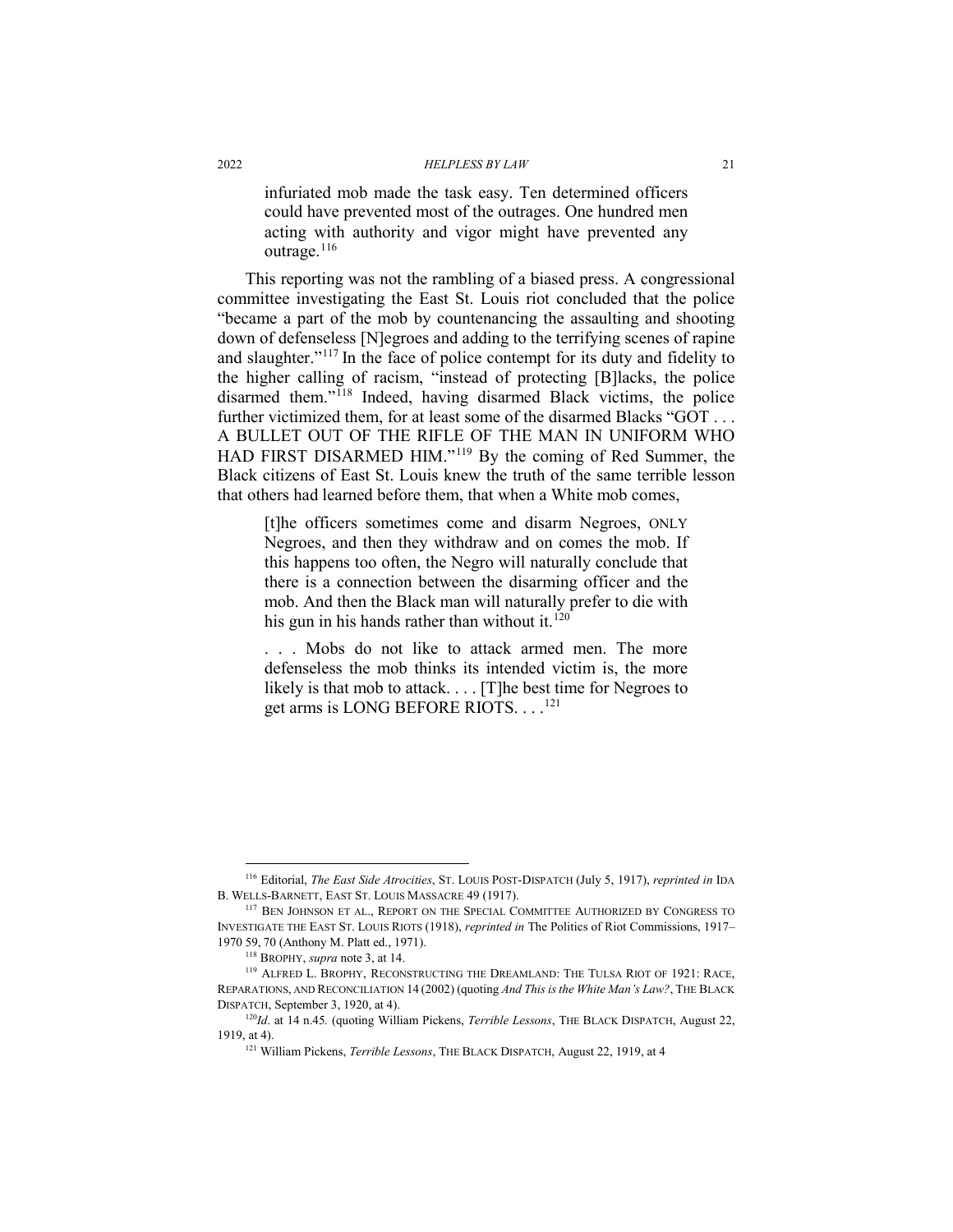> infuriated mob made the task easy. Ten determined officers could have prevented most of the outrages. One hundred men acting with authority and vigor might have prevented any outrage.[116]

This reporting was not the rambling of a biased press. A congressional committee investigating the East St. Louis riot concluded that the police "became a part of the mob by countenancing the assaulting and shooting down of defenseless [N]egroes and adding to the terrifying scenes of rapine and slaughter."[117] In the face of police contempt for its duty and fidelity to the higher calling of racism, "instead of protecting [B]lacks, the police disarmed them."[118] Indeed, having disarmed Black victims, the police further victimized them, for at least some of the disarmed Blacks "GOT . . . A BULLET OUT OF THE RIFLE OF THE MAN IN UNIFORM WHO HAD FIRST DISARMED HIM."[119] By the coming of Red Summer, the Black citizens of East St. Louis knew the truth of the same terrible lesson that others had learned before them, that when a White mob comes,

> [t]he officers sometimes come and disarm Negroes, ONLY Negroes, and then they withdraw and on comes the mob. If this happens too often, the Negro will naturally conclude that there is a connection between the disarming officer and the mob. And then the Black man will naturally prefer to die with his gun in his hands rather than without it.[120]
>
> . . . Mobs do not like to attack armed men. The more defenseless the mob thinks its intended victim is, the more likely is that mob to attack. . . . [T]he best time for Negroes to get arms is LONG BEFORE RIOTS. . . .[121]

---

[116] Editorial, *The East Side Atrocities*, ST. LOUIS POST-DISPATCH (July 5, 1917), *reprinted in* IDA B. WELLS-BARNETT, EAST ST. LOUIS MASSACRE 49 (1917).

[117] BEN JOHNSON ET AL., REPORT ON THE SPECIAL COMMITTEE AUTHORIZED BY CONGRESS TO INVESTIGATE THE EAST ST. LOUIS RIOTS (1918), *reprinted in* The Politics of Riot Commissions, 1917–1970 59, 70 (Anthony M. Platt ed., 1971).

[118] BROPHY, *supra* note 3, at 14.

[119] ALFRED L. BROPHY, RECONSTRUCTING THE DREAMLAND: THE TULSA RIOT OF 1921: RACE, REPARATIONS, AND RECONCILIATION 14 (2002) (quoting *And This is the White Man's Law?*, THE BLACK DISPATCH, September 3, 1920, at 4).

[120] *Id*. at 14 n.45. (quoting William Pickens, *Terrible Lessons*, THE BLACK DISPATCH, August 22, 1919, at 4).

[121] William Pickens, *Terrible Lessons*, THE BLACK DISPATCH, August 22, 1919, at 4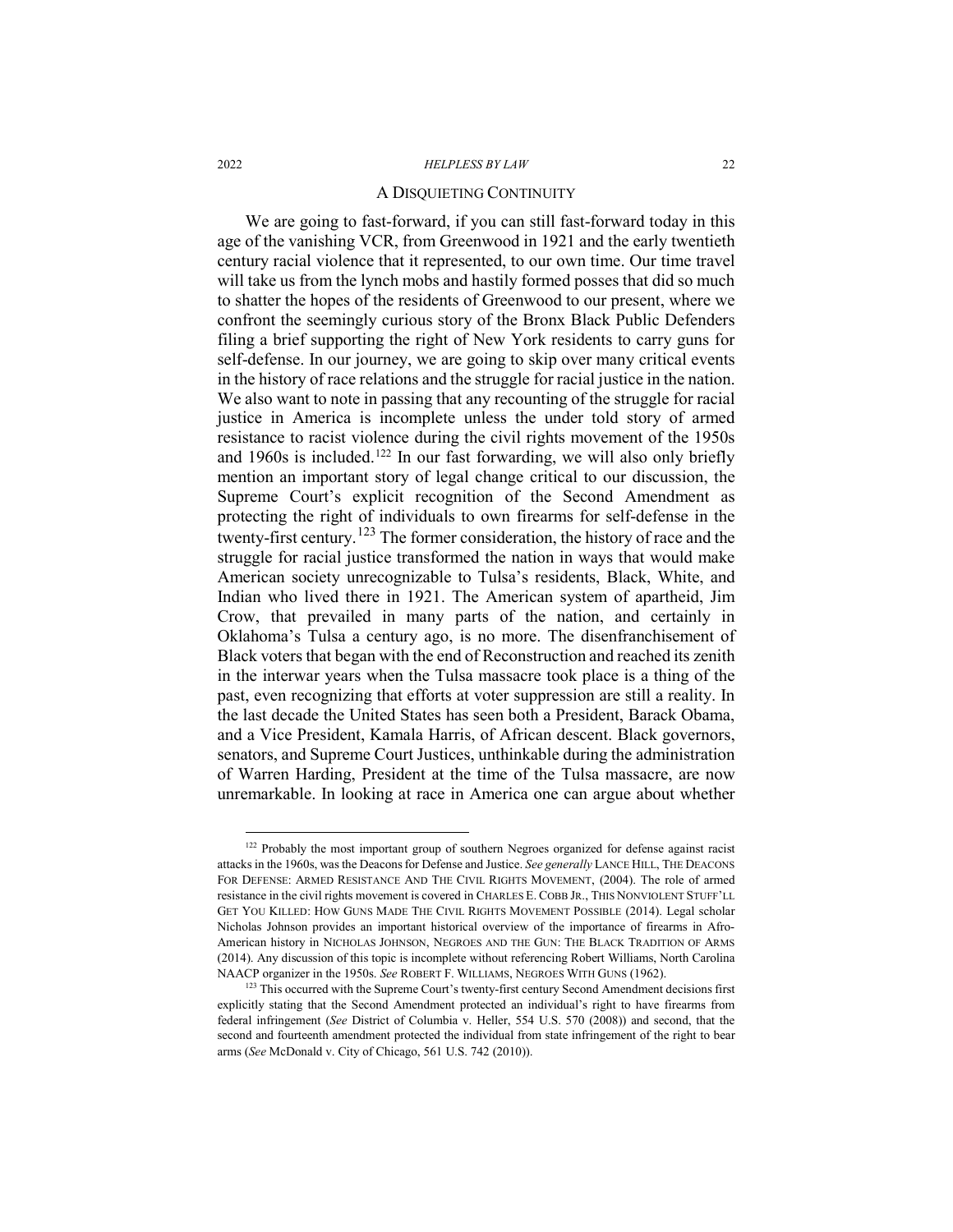## A Disquieting Continuity

We are going to fast-forward, if you can still fast-forward today in this age of the vanishing VCR, from Greenwood in 1921 and the early twentieth century racial violence that it represented, to our own time. Our time travel will take us from the lynch mobs and hastily formed posses that did so much to shatter the hopes of the residents of Greenwood to our present, where we confront the seemingly curious story of the Bronx Black Public Defenders filing a brief supporting the right of New York residents to carry guns for self-defense. In our journey, we are going to skip over many critical events in the history of race relations and the struggle for racial justice in the nation. We also want to note in passing that any recounting of the struggle for racial justice in America is incomplete unless the under told story of armed resistance to racist violence during the civil rights movement of the 1950s and 1960s is included.[122] In our fast forwarding, we will also only briefly mention an important story of legal change critical to our discussion, the Supreme Court's explicit recognition of the Second Amendment as protecting the right of individuals to own firearms for self-defense in the twenty-first century.[123] The former consideration, the history of race and the struggle for racial justice transformed the nation in ways that would make American society unrecognizable to Tulsa's residents, Black, White, and Indian who lived there in 1921. The American system of apartheid, Jim Crow, that prevailed in many parts of the nation, and certainly in Oklahoma's Tulsa a century ago, is no more. The disenfranchisement of Black voters that began with the end of Reconstruction and reached its zenith in the interwar years when the Tulsa massacre took place is a thing of the past, even recognizing that efforts at voter suppression are still a reality. In the last decade the United States has seen both a President, Barack Obama, and a Vice President, Kamala Harris, of African descent. Black governors, senators, and Supreme Court Justices, unthinkable during the administration of Warren Harding, President at the time of the Tulsa massacre, are now unremarkable. In looking at race in America one can argue about whether

---

[122] Probably the most important group of southern Negroes organized for defense against racist attacks in the 1960s, was the Deacons for Defense and Justice. *See generally* LANCE HILL, THE DEACONS FOR DEFENSE: ARMED RESISTANCE AND THE CIVIL RIGHTS MOVEMENT, (2004). The role of armed resistance in the civil rights movement is covered in CHARLES E. COBB JR., THIS NONVIOLENT STUFF'LL GET YOU KILLED: HOW GUNS MADE THE CIVIL RIGHTS MOVEMENT POSSIBLE (2014). Legal scholar Nicholas Johnson provides an important historical overview of the importance of firearms in Afro-American history in NICHOLAS JOHNSON, NEGROES AND THE GUN: THE BLACK TRADITION OF ARMS (2014). Any discussion of this topic is incomplete without referencing Robert Williams, North Carolina NAACP organizer in the 1950s. *See* ROBERT F. WILLIAMS, NEGROES WITH GUNS (1962).

[123] This occurred with the Supreme Court's twenty-first century Second Amendment decisions first explicitly stating that the Second Amendment protected an individual's right to have firearms from federal infringement (*See* District of Columbia v. Heller, 554 U.S. 570 (2008)) and second, that the second and fourteenth amendment protected the individual from state infringement of the right to bear arms (*See* McDonald v. City of Chicago, 561 U.S. 742 (2010)).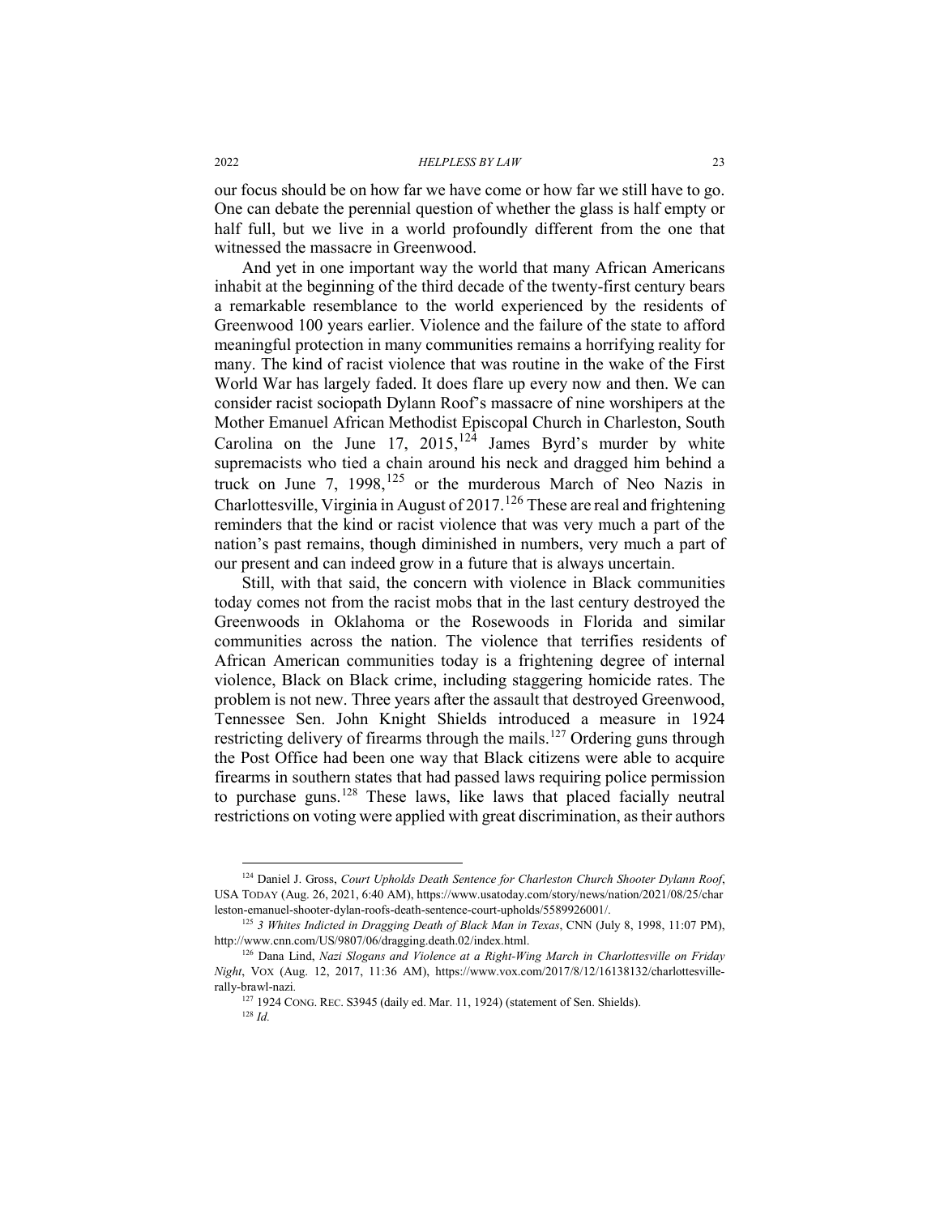our focus should be on how far we have come or how far we still have to go. One can debate the perennial question of whether the glass is half empty or half full, but we live in a world profoundly different from the one that witnessed the massacre in Greenwood.

And yet in one important way the world that many African Americans inhabit at the beginning of the third decade of the twenty-first century bears a remarkable resemblance to the world experienced by the residents of Greenwood 100 years earlier. Violence and the failure of the state to afford meaningful protection in many communities remains a horrifying reality for many. The kind of racist violence that was routine in the wake of the First World War has largely faded. It does flare up every now and then. We can consider racist sociopath Dylann Roof's massacre of nine worshipers at the Mother Emanuel African Methodist Episcopal Church in Charleston, South Carolina on the June 17, 2015,[124] James Byrd's murder by white supremacists who tied a chain around his neck and dragged him behind a truck on June 7, 1998,[125] or the murderous March of Neo Nazis in Charlottesville, Virginia in August of 2017.[126] These are real and frightening reminders that the kind or racist violence that was very much a part of the nation's past remains, though diminished in numbers, very much a part of our present and can indeed grow in a future that is always uncertain.

Still, with that said, the concern with violence in Black communities today comes not from the racist mobs that in the last century destroyed the Greenwoods in Oklahoma or the Rosewoods in Florida and similar communities across the nation. The violence that terrifies residents of African American communities today is a frightening degree of internal violence, Black on Black crime, including staggering homicide rates. The problem is not new. Three years after the assault that destroyed Greenwood, Tennessee Sen. John Knight Shields introduced a measure in 1924 restricting delivery of firearms through the mails.[127] Ordering guns through the Post Office had been one way that Black citizens were able to acquire firearms in southern states that had passed laws requiring police permission to purchase guns.[128] These laws, like laws that placed facially neutral restrictions on voting were applied with great discrimination, as their authors

---

[124] Daniel J. Gross, *Court Upholds Death Sentence for Charleston Church Shooter Dylann Roof*, USA TODAY (Aug. 26, 2021, 6:40 AM), https://www.usatoday.com/story/news/nation/2021/08/25/charleston-emanuel-shooter-dylan-roofs-death-sentence-court-upholds/5589926001/.

[125] *3 Whites Indicted in Dragging Death of Black Man in Texas*, CNN (July 8, 1998, 11:07 PM), http://www.cnn.com/US/9807/06/dragging.death.02/index.html.

[126] Dana Lind, *Nazi Slogans and Violence at a Right-Wing March in Charlottesville on Friday Night*, VOX (Aug. 12, 2017, 11:36 AM), https://www.vox.com/2017/8/12/16138132/charlottesville-rally-brawl-nazi.

[127] 1924 CONG. REC. S3945 (daily ed. Mar. 11, 1924) (statement of Sen. Shields).

[128] *Id.*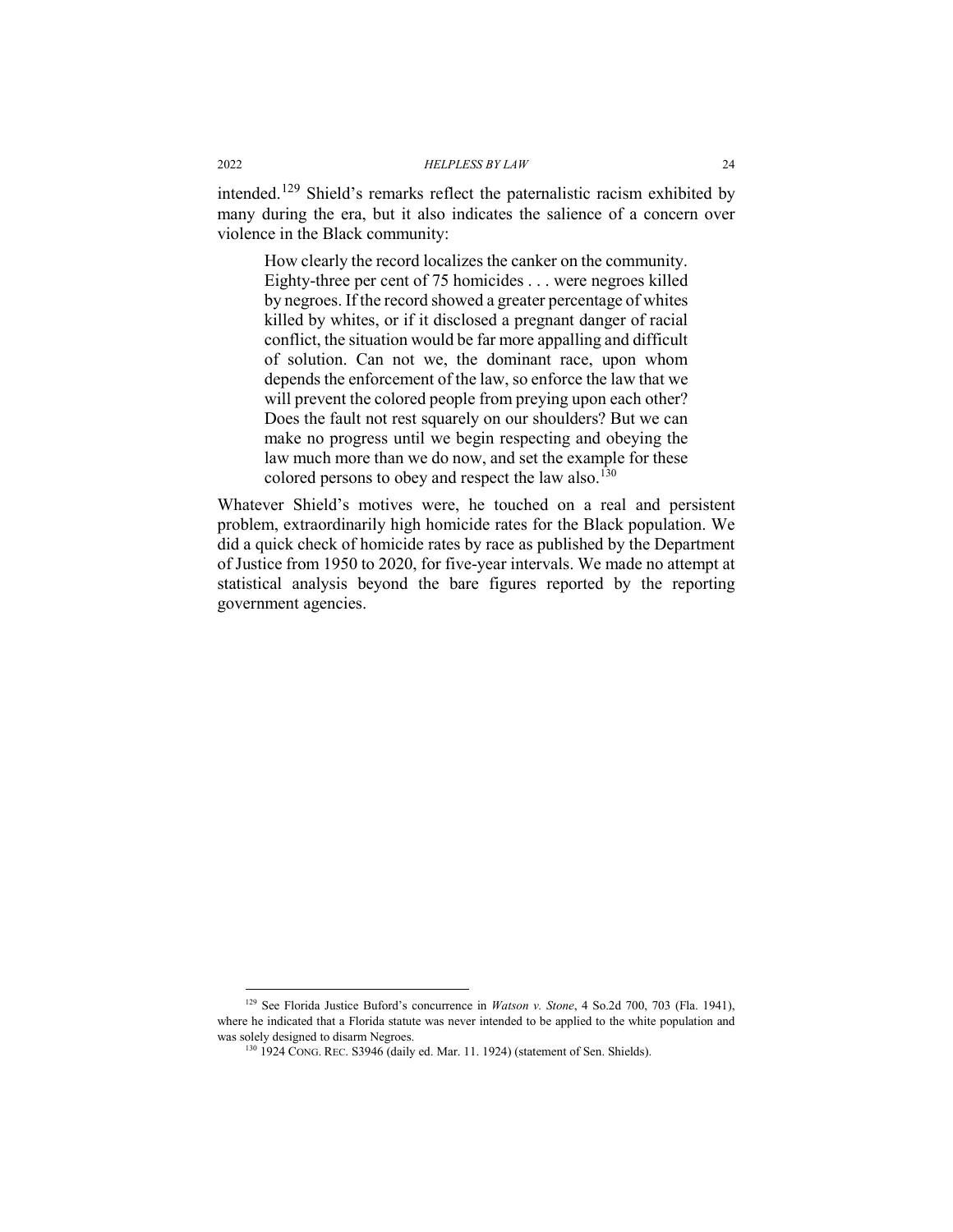intended.[129] Shield's remarks reflect the paternalistic racism exhibited by many during the era, but it also indicates the salience of a concern over violence in the Black community:

> How clearly the record localizes the canker on the community. Eighty-three per cent of 75 homicides . . . were negroes killed by negroes. If the record showed a greater percentage of whites killed by whites, or if it disclosed a pregnant danger of racial conflict, the situation would be far more appalling and difficult of solution. Can not we, the dominant race, upon whom depends the enforcement of the law, so enforce the law that we will prevent the colored people from preying upon each other? Does the fault not rest squarely on our shoulders? But we can make no progress until we begin respecting and obeying the law much more than we do now, and set the example for these colored persons to obey and respect the law also.[130]

Whatever Shield's motives were, he touched on a real and persistent problem, extraordinarily high homicide rates for the Black population. We did a quick check of homicide rates by race as published by the Department of Justice from 1950 to 2020, for five-year intervals. We made no attempt at statistical analysis beyond the bare figures reported by the reporting government agencies.

---

[129] See Florida Justice Buford's concurrence in *Watson v. Stone*, 4 So.2d 700, 703 (Fla. 1941), where he indicated that a Florida statute was never intended to be applied to the white population and was solely designed to disarm Negroes.

[130] 1924 CONG. REC. S3946 (daily ed. Mar. 11. 1924) (statement of Sen. Shields).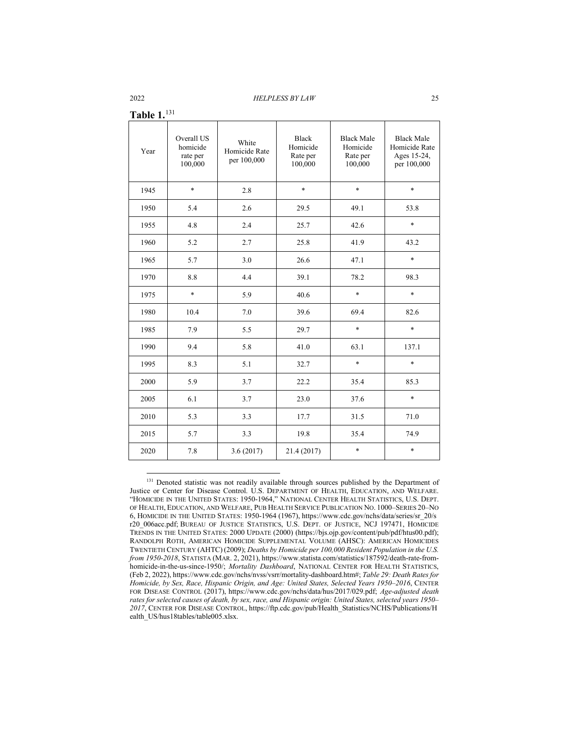**Table 1.**[131]

| Year | Overall US homicide rate per 100,000 | White Homicide Rate per 100,000 | Black Homicide Rate per 100,000 | Black Male Homicide Rate per 100,000 | Black Male Homicide Rate Ages 15-24, per 100,000 |
|---|---|---|---|---|---|
| 1945 | * | 2.8 | * | * | * |
| 1950 | 5.4 | 2.6 | 29.5 | 49.1 | 53.8 |
| 1955 | 4.8 | 2.4 | 25.7 | 42.6 | * |
| 1960 | 5.2 | 2.7 | 25.8 | 41.9 | 43.2 |
| 1965 | 5.7 | 3.0 | 26.6 | 47.1 | * |
| 1970 | 8.8 | 4.4 | 39.1 | 78.2 | 98.3 |
| 1975 | * | 5.9 | 40.6 | * | * |
| 1980 | 10.4 | 7.0 | 39.6 | 69.4 | 82.6 |
| 1985 | 7.9 | 5.5 | 29.7 | * | * |
| 1990 | 9.4 | 5.8 | 41.0 | 63.1 | 137.1 |
| 1995 | 8.3 | 5.1 | 32.7 | * | * |
| 2000 | 5.9 | 3.7 | 22.2 | 35.4 | 85.3 |
| 2005 | 6.1 | 3.7 | 23.0 | 37.6 | * |
| 2010 | 5.3 | 3.3 | 17.7 | 31.5 | 71.0 |
| 2015 | 5.7 | 3.3 | 19.8 | 35.4 | 74.9 |
| 2020 | 7.8 | 3.6 (2017) | 21.4 (2017) | * | * |

[131] Denoted statistic was not readily available through sources published by the Department of Justice or Center for Disease Control. U.S. DEPARTMENT OF HEALTH, EDUCATION, AND WELFARE. "HOMICIDE IN THE UNITED STATES: 1950-1964," NATIONAL CENTER HEALTH STATISTICS, U.S. DEPT. OF HEALTH, EDUCATION, AND WELFARE, PUB HEALTH SERVICE PUBLICATION NO. 1000–SERIES 20–NO 6, HOMICIDE IN THE UNITED STATES: 1950-1964 (1967), https://www.cdc.gov/nchs/data/series/sr_20/sr20_006acc.pdf; BUREAU OF JUSTICE STATISTICS, U.S. DEPT. OF JUSTICE, NCJ 197471, HOMICIDE TRENDS IN THE UNITED STATES: 2000 UPDATE (2000) (https://bjs.ojp.gov/content/pub/pdf/htus00.pdf); RANDOLPH ROTH, AMERICAN HOMICIDE SUPPLEMENTAL VOLUME (AHSC): AMERICAN HOMICIDES TWENTIETH CENTURY (AHTC) (2009); *Deaths by Homicide per 100,000 Resident Population in the U.S. from 1950-2018*, STATISTA (MAR. 2, 2021), https://www.statista.com/statistics/187592/death-rate-from-homicide-in-the-us-since-1950/; *Mortality Dashboard*, NATIONAL CENTER FOR HEALTH STATISTICS, (Feb 2, 2022), https://www.cdc.gov/nchs/nvss/vsrr/mortality-dashboard.htm#; *Table 29: Death Rates for Homicide, by Sex, Race, Hispanic Origin, and Age: United States, Selected Years 1950–2016*, CENTER FOR DISEASE CONTROL (2017), https://www.cdc.gov/nchs/data/hus/2017/029.pdf; *Age-adjusted death rates for selected causes of death, by sex, race, and Hispanic origin: United States, selected years 1950–2017*, CENTER FOR DISEASE CONTROL, https://ftp.cdc.gov/pub/Health_Statistics/NCHS/Publications/Health_US/hus18tables/table005.xlsx.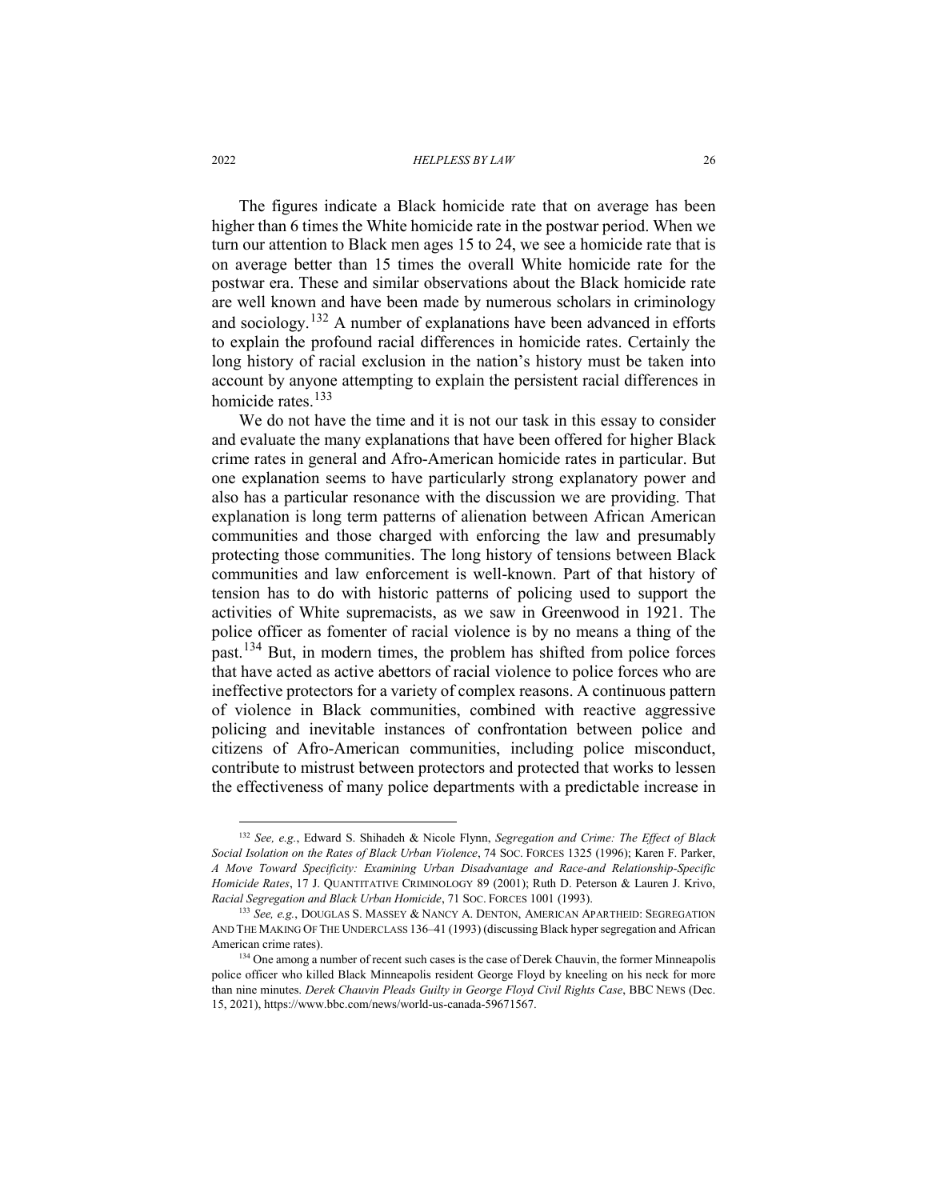The figures indicate a Black homicide rate that on average has been higher than 6 times the White homicide rate in the postwar period. When we turn our attention to Black men ages 15 to 24, we see a homicide rate that is on average better than 15 times the overall White homicide rate for the postwar era. These and similar observations about the Black homicide rate are well known and have been made by numerous scholars in criminology and sociology.[132] A number of explanations have been advanced in efforts to explain the profound racial differences in homicide rates. Certainly the long history of racial exclusion in the nation's history must be taken into account by anyone attempting to explain the persistent racial differences in homicide rates.[133]

We do not have the time and it is not our task in this essay to consider and evaluate the many explanations that have been offered for higher Black crime rates in general and Afro-American homicide rates in particular. But one explanation seems to have particularly strong explanatory power and also has a particular resonance with the discussion we are providing. That explanation is long term patterns of alienation between African American communities and those charged with enforcing the law and presumably protecting those communities. The long history of tensions between Black communities and law enforcement is well-known. Part of that history of tension has to do with historic patterns of policing used to support the activities of White supremacists, as we saw in Greenwood in 1921. The police officer as fomenter of racial violence is by no means a thing of the past.[134] But, in modern times, the problem has shifted from police forces that have acted as active abettors of racial violence to police forces who are ineffective protectors for a variety of complex reasons. A continuous pattern of violence in Black communities, combined with reactive aggressive policing and inevitable instances of confrontation between police and citizens of Afro-American communities, including police misconduct, contribute to mistrust between protectors and protected that works to lessen the effectiveness of many police departments with a predictable increase in

---

[132] *See, e.g.*, Edward S. Shihadeh & Nicole Flynn, *Segregation and Crime: The Effect of Black Social Isolation on the Rates of Black Urban Violence*, 74 SOC. FORCES 1325 (1996); Karen F. Parker, *A Move Toward Specificity: Examining Urban Disadvantage and Race-and Relationship-Specific Homicide Rates*, 17 J. QUANTITATIVE CRIMINOLOGY 89 (2001); Ruth D. Peterson & Lauren J. Krivo, *Racial Segregation and Black Urban Homicide*, 71 SOC. FORCES 1001 (1993).

[133] *See, e.g.*, DOUGLAS S. MASSEY & NANCY A. DENTON, AMERICAN APARTHEID: SEGREGATION AND THE MAKING OF THE UNDERCLASS 136–41 (1993) (discussing Black hyper segregation and African American crime rates).

[134] One among a number of recent such cases is the case of Derek Chauvin, the former Minneapolis police officer who killed Black Minneapolis resident George Floyd by kneeling on his neck for more than nine minutes. *Derek Chauvin Pleads Guilty in George Floyd Civil Rights Case*, BBC NEWS (Dec. 15, 2021), https://www.bbc.com/news/world-us-canada-59671567.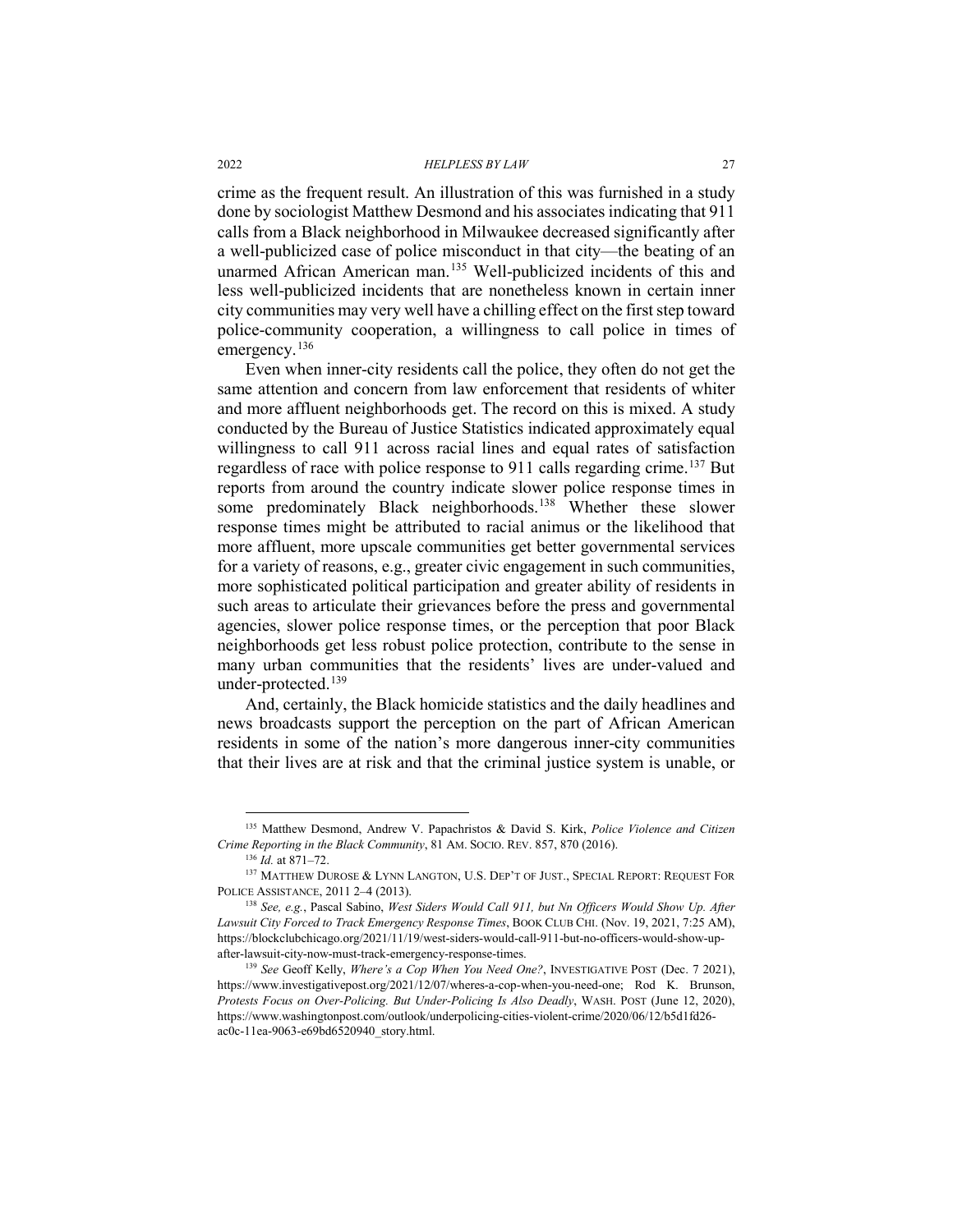crime as the frequent result. An illustration of this was furnished in a study done by sociologist Matthew Desmond and his associates indicating that 911 calls from a Black neighborhood in Milwaukee decreased significantly after a well-publicized case of police misconduct in that city—the beating of an unarmed African American man.[135] Well-publicized incidents of this and less well-publicized incidents that are nonetheless known in certain inner city communities may very well have a chilling effect on the first step toward police-community cooperation, a willingness to call police in times of emergency.[136]

Even when inner-city residents call the police, they often do not get the same attention and concern from law enforcement that residents of whiter and more affluent neighborhoods get. The record on this is mixed. A study conducted by the Bureau of Justice Statistics indicated approximately equal willingness to call 911 across racial lines and equal rates of satisfaction regardless of race with police response to 911 calls regarding crime.[137] But reports from around the country indicate slower police response times in some predominately Black neighborhoods.[138] Whether these slower response times might be attributed to racial animus or the likelihood that more affluent, more upscale communities get better governmental services for a variety of reasons, e.g., greater civic engagement in such communities, more sophisticated political participation and greater ability of residents in such areas to articulate their grievances before the press and governmental agencies, slower police response times, or the perception that poor Black neighborhoods get less robust police protection, contribute to the sense in many urban communities that the residents' lives are under-valued and under-protected.[139]

And, certainly, the Black homicide statistics and the daily headlines and news broadcasts support the perception on the part of African American residents in some of the nation's more dangerous inner-city communities that their lives are at risk and that the criminal justice system is unable, or

---

[135] Matthew Desmond, Andrew V. Papachristos & David S. Kirk, *Police Violence and Citizen Crime Reporting in the Black Community*, 81 AM. SOCIO. REV. 857, 870 (2016).

[136] *Id.* at 871–72.

[137] MATTHEW DUROSE & LYNN LANGTON, U.S. DEP'T OF JUST., SPECIAL REPORT: REQUEST FOR POLICE ASSISTANCE, 2011 2–4 (2013).

[138] *See, e.g.*, Pascal Sabino, *West Siders Would Call 911, but Nn Officers Would Show Up. After Lawsuit City Forced to Track Emergency Response Times*, BOOK CLUB CHI. (Nov. 19, 2021, 7:25 AM), https://blockclubchicago.org/2021/11/19/west-siders-would-call-911-but-no-officers-would-show-up-after-lawsuit-city-now-must-track-emergency-response-times.

[139] *See* Geoff Kelly, *Where's a Cop When You Need One?*, INVESTIGATIVE POST (Dec. 7 2021), https://www.investigativepost.org/2021/12/07/wheres-a-cop-when-you-need-one; Rod K. Brunson, *Protests Focus on Over-Policing. But Under-Policing Is Also Deadly*, WASH. POST (June 12, 2020), https://www.washingtonpost.com/outlook/underpolicing-cities-violent-crime/2020/06/12/b5d1fd26-ac0c-11ea-9063-e69bd6520940_story.html.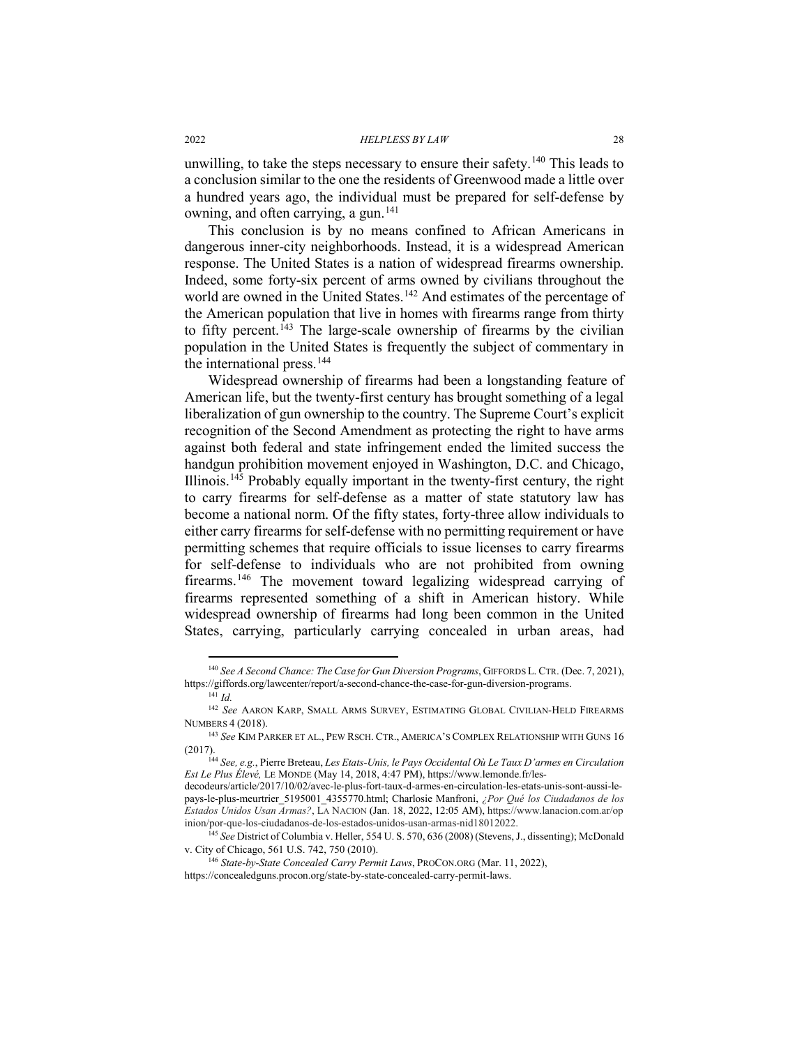unwilling, to take the steps necessary to ensure their safety.[140] This leads to a conclusion similar to the one the residents of Greenwood made a little over a hundred years ago, the individual must be prepared for self-defense by owning, and often carrying, a gun.[141]

This conclusion is by no means confined to African Americans in dangerous inner-city neighborhoods. Instead, it is a widespread American response. The United States is a nation of widespread firearms ownership. Indeed, some forty-six percent of arms owned by civilians throughout the world are owned in the United States.[142] And estimates of the percentage of the American population that live in homes with firearms range from thirty to fifty percent.[143] The large-scale ownership of firearms by the civilian population in the United States is frequently the subject of commentary in the international press.[144]

Widespread ownership of firearms had been a longstanding feature of American life, but the twenty-first century has brought something of a legal liberalization of gun ownership to the country. The Supreme Court's explicit recognition of the Second Amendment as protecting the right to have arms against both federal and state infringement ended the limited success the handgun prohibition movement enjoyed in Washington, D.C. and Chicago, Illinois.[145] Probably equally important in the twenty-first century, the right to carry firearms for self-defense as a matter of state statutory law has become a national norm. Of the fifty states, forty-three allow individuals to either carry firearms for self-defense with no permitting requirement or have permitting schemes that require officials to issue licenses to carry firearms for self-defense to individuals who are not prohibited from owning firearms.[146] The movement toward legalizing widespread carrying of firearms represented something of a shift in American history. While widespread ownership of firearms had long been common in the United States, carrying, particularly carrying concealed in urban areas, had

---

[140] *See A Second Chance: The Case for Gun Diversion Programs*, GIFFORDS L. CTR. (Dec. 7, 2021), https://giffords.org/lawcenter/report/a-second-chance-the-case-for-gun-diversion-programs.

[141] *Id.*

[142] *See* AARON KARP, SMALL ARMS SURVEY, ESTIMATING GLOBAL CIVILIAN-HELD FIREARMS NUMBERS 4 (2018).

[143] *See* KIM PARKER ET AL., PEW RSCH. CTR., AMERICA'S COMPLEX RELATIONSHIP WITH GUNS 16 (2017).

[144] *See, e.g.*, Pierre Breteau, *Les Etats-Unis, le Pays Occidental Où Le Taux D'armes en Circulation Est Le Plus Élevé,* LE MONDE (May 14, 2018, 4:47 PM), https://www.lemonde.fr/les-decodeurs/article/2017/10/02/avec-le-plus-fort-taux-d-armes-en-circulation-les-etats-unis-sont-aussi-le-pays-le-plus-meurtrier_5195001_4355770.html; Charlosie Manfroni, *¿Por Qué los Ciudadanos de los Estados Unidos Usan Armas?*, LA NACION (Jan. 18, 2022, 12:05 AM), https://www.lanacion.com.ar/opinion/por-que-los-ciudadanos-de-los-estados-unidos-usan-armas-nid18012022.

[145] *See* District of Columbia v. Heller, 554 U. S. 570, 636 (2008) (Stevens, J., dissenting); McDonald v. City of Chicago, 561 U.S. 742, 750 (2010).

[146] *State-by-State Concealed Carry Permit Laws*, PROCON.ORG (Mar. 11, 2022), https://concealedguns.procon.org/state-by-state-concealed-carry-permit-laws.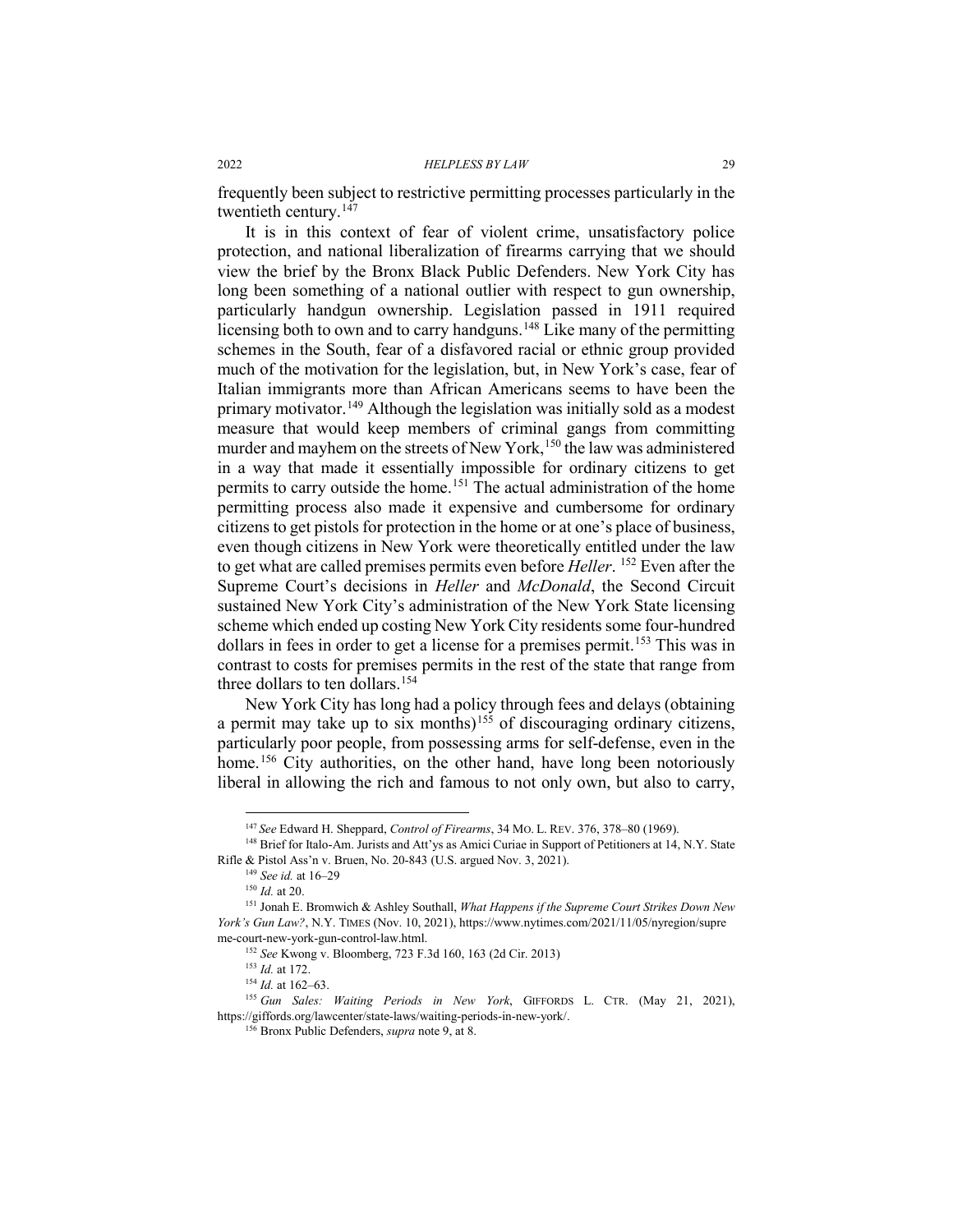frequently been subject to restrictive permitting processes particularly in the twentieth century.[147]

It is in this context of fear of violent crime, unsatisfactory police protection, and national liberalization of firearms carrying that we should view the brief by the Bronx Black Public Defenders. New York City has long been something of a national outlier with respect to gun ownership, particularly handgun ownership. Legislation passed in 1911 required licensing both to own and to carry handguns.[148] Like many of the permitting schemes in the South, fear of a disfavored racial or ethnic group provided much of the motivation for the legislation, but, in New York's case, fear of Italian immigrants more than African Americans seems to have been the primary motivator.[149] Although the legislation was initially sold as a modest measure that would keep members of criminal gangs from committing murder and mayhem on the streets of New York,[150] the law was administered in a way that made it essentially impossible for ordinary citizens to get permits to carry outside the home.[151] The actual administration of the home permitting process also made it expensive and cumbersome for ordinary citizens to get pistols for protection in the home or at one's place of business, even though citizens in New York were theoretically entitled under the law to get what are called premises permits even before *Heller*. [152] Even after the Supreme Court's decisions in *Heller* and *McDonald*, the Second Circuit sustained New York City's administration of the New York State licensing scheme which ended up costing New York City residents some four-hundred dollars in fees in order to get a license for a premises permit.[153] This was in contrast to costs for premises permits in the rest of the state that range from three dollars to ten dollars.[154]

New York City has long had a policy through fees and delays (obtaining a permit may take up to six months)[155] of discouraging ordinary citizens, particularly poor people, from possessing arms for self-defense, even in the home.[156] City authorities, on the other hand, have long been notoriously liberal in allowing the rich and famous to not only own, but also to carry,

---

[147] *See* Edward H. Sheppard, *Control of Firearms*, 34 MO. L. REV. 376, 378–80 (1969).

[148] Brief for Italo-Am. Jurists and Att'ys as Amici Curiae in Support of Petitioners at 14, N.Y. State Rifle & Pistol Ass'n v. Bruen, No. 20-843 (U.S. argued Nov. 3, 2021).

[149] *See id.* at 16–29

[150] *Id.* at 20.

[151] Jonah E. Bromwich & Ashley Southall, *What Happens if the Supreme Court Strikes Down New York's Gun Law?*, N.Y. TIMES (Nov. 10, 2021), https://www.nytimes.com/2021/11/05/nyregion/supreme-court-new-york-gun-control-law.html.

[152] *See* Kwong v. Bloomberg, 723 F.3d 160, 163 (2d Cir. 2013)

[153] *Id.* at 172.

[154] *Id.* at 162–63.

[155] *Gun Sales: Waiting Periods in New York*, GIFFORDS L. CTR. (May 21, 2021), https://giffords.org/lawcenter/state-laws/waiting-periods-in-new-york/.

[156] Bronx Public Defenders, *supra* note 9, at 8.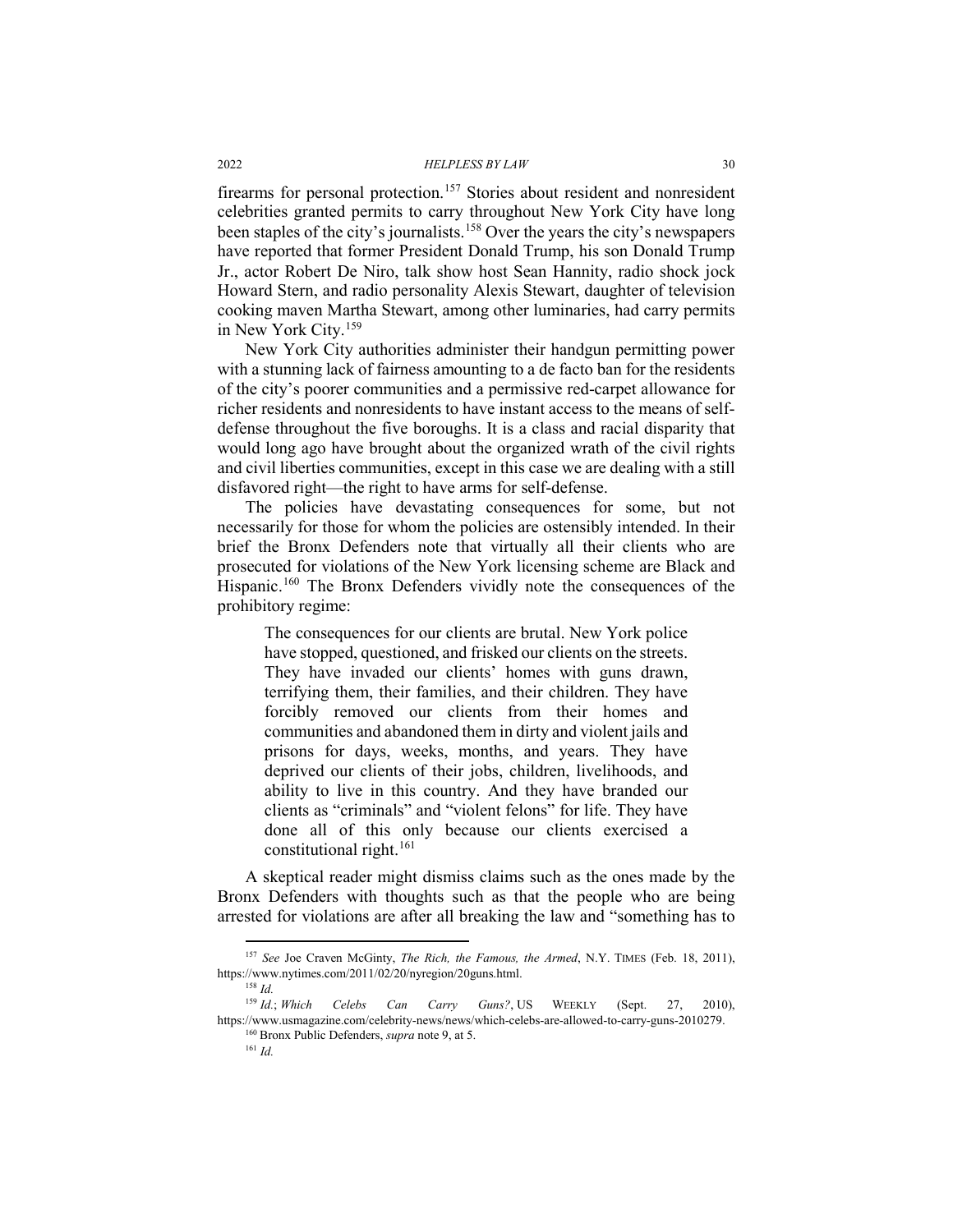firearms for personal protection.[157] Stories about resident and nonresident celebrities granted permits to carry throughout New York City have long been staples of the city's journalists.[158] Over the years the city's newspapers have reported that former President Donald Trump, his son Donald Trump Jr., actor Robert De Niro, talk show host Sean Hannity, radio shock jock Howard Stern, and radio personality Alexis Stewart, daughter of television cooking maven Martha Stewart, among other luminaries, had carry permits in New York City.[159]

New York City authorities administer their handgun permitting power with a stunning lack of fairness amounting to a de facto ban for the residents of the city's poorer communities and a permissive red-carpet allowance for richer residents and nonresidents to have instant access to the means of self-defense throughout the five boroughs. It is a class and racial disparity that would long ago have brought about the organized wrath of the civil rights and civil liberties communities, except in this case we are dealing with a still disfavored right—the right to have arms for self-defense.

The policies have devastating consequences for some, but not necessarily for those for whom the policies are ostensibly intended. In their brief the Bronx Defenders note that virtually all their clients who are prosecuted for violations of the New York licensing scheme are Black and Hispanic.[160] The Bronx Defenders vividly note the consequences of the prohibitory regime:

> The consequences for our clients are brutal. New York police have stopped, questioned, and frisked our clients on the streets. They have invaded our clients' homes with guns drawn, terrifying them, their families, and their children. They have forcibly removed our clients from their homes and communities and abandoned them in dirty and violent jails and prisons for days, weeks, months, and years. They have deprived our clients of their jobs, children, livelihoods, and ability to live in this country. And they have branded our clients as "criminals" and "violent felons" for life. They have done all of this only because our clients exercised a constitutional right.[161]

A skeptical reader might dismiss claims such as the ones made by the Bronx Defenders with thoughts such as that the people who are being arrested for violations are after all breaking the law and "something has to

---

[157] *See* Joe Craven McGinty, *The Rich, the Famous, the Armed*, N.Y. TIMES (Feb. 18, 2011), https://www.nytimes.com/2011/02/20/nyregion/20guns.html.

[158] *Id.*

[159] *Id.*; *Which Celebs Can Carry Guns?*, US WEEKLY (Sept. 27, 2010), https://www.usmagazine.com/celebrity-news/news/which-celebs-are-allowed-to-carry-guns-2010279.

[160] Bronx Public Defenders, *supra* note 9, at 5.

[161] *Id.*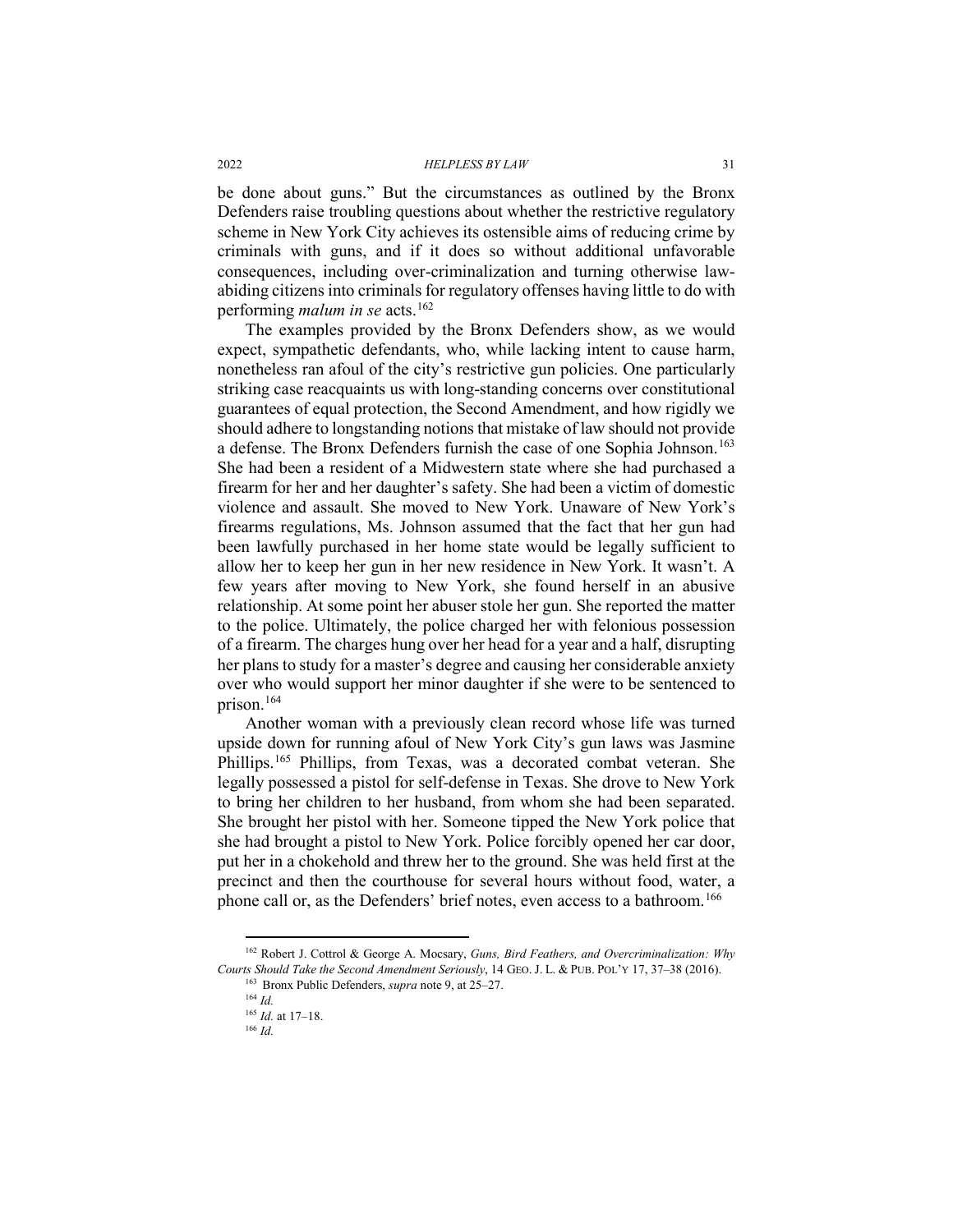be done about guns." But the circumstances as outlined by the Bronx Defenders raise troubling questions about whether the restrictive regulatory scheme in New York City achieves its ostensible aims of reducing crime by criminals with guns, and if it does so without additional unfavorable consequences, including over-criminalization and turning otherwise law-abiding citizens into criminals for regulatory offenses having little to do with performing *malum in se* acts.[162]

The examples provided by the Bronx Defenders show, as we would expect, sympathetic defendants, who, while lacking intent to cause harm, nonetheless ran afoul of the city's restrictive gun policies. One particularly striking case reacquaints us with long-standing concerns over constitutional guarantees of equal protection, the Second Amendment, and how rigidly we should adhere to longstanding notions that mistake of law should not provide a defense. The Bronx Defenders furnish the case of one Sophia Johnson.[163] She had been a resident of a Midwestern state where she had purchased a firearm for her and her daughter's safety. She had been a victim of domestic violence and assault. She moved to New York. Unaware of New York's firearms regulations, Ms. Johnson assumed that the fact that her gun had been lawfully purchased in her home state would be legally sufficient to allow her to keep her gun in her new residence in New York. It wasn't. A few years after moving to New York, she found herself in an abusive relationship. At some point her abuser stole her gun. She reported the matter to the police. Ultimately, the police charged her with felonious possession of a firearm. The charges hung over her head for a year and a half, disrupting her plans to study for a master's degree and causing her considerable anxiety over who would support her minor daughter if she were to be sentenced to prison.[164]

Another woman with a previously clean record whose life was turned upside down for running afoul of New York City's gun laws was Jasmine Phillips.[165] Phillips, from Texas, was a decorated combat veteran. She legally possessed a pistol for self-defense in Texas. She drove to New York to bring her children to her husband, from whom she had been separated. She brought her pistol with her. Someone tipped the New York police that she had brought a pistol to New York. Police forcibly opened her car door, put her in a chokehold and threw her to the ground. She was held first at the precinct and then the courthouse for several hours without food, water, a phone call or, as the Defenders' brief notes, even access to a bathroom.[166]

[162] Robert J. Cottrol & George A. Mocsary, *Guns, Bird Feathers, and Overcriminalization: Why Courts Should Take the Second Amendment Seriously*, 14 GEO. J. L. & PUB. POL'Y 17, 37–38 (2016).

[163] Bronx Public Defenders, *supra* note 9, at 25–27.

[164] *Id.*

[165] *Id.* at 17–18.

[166] *Id.*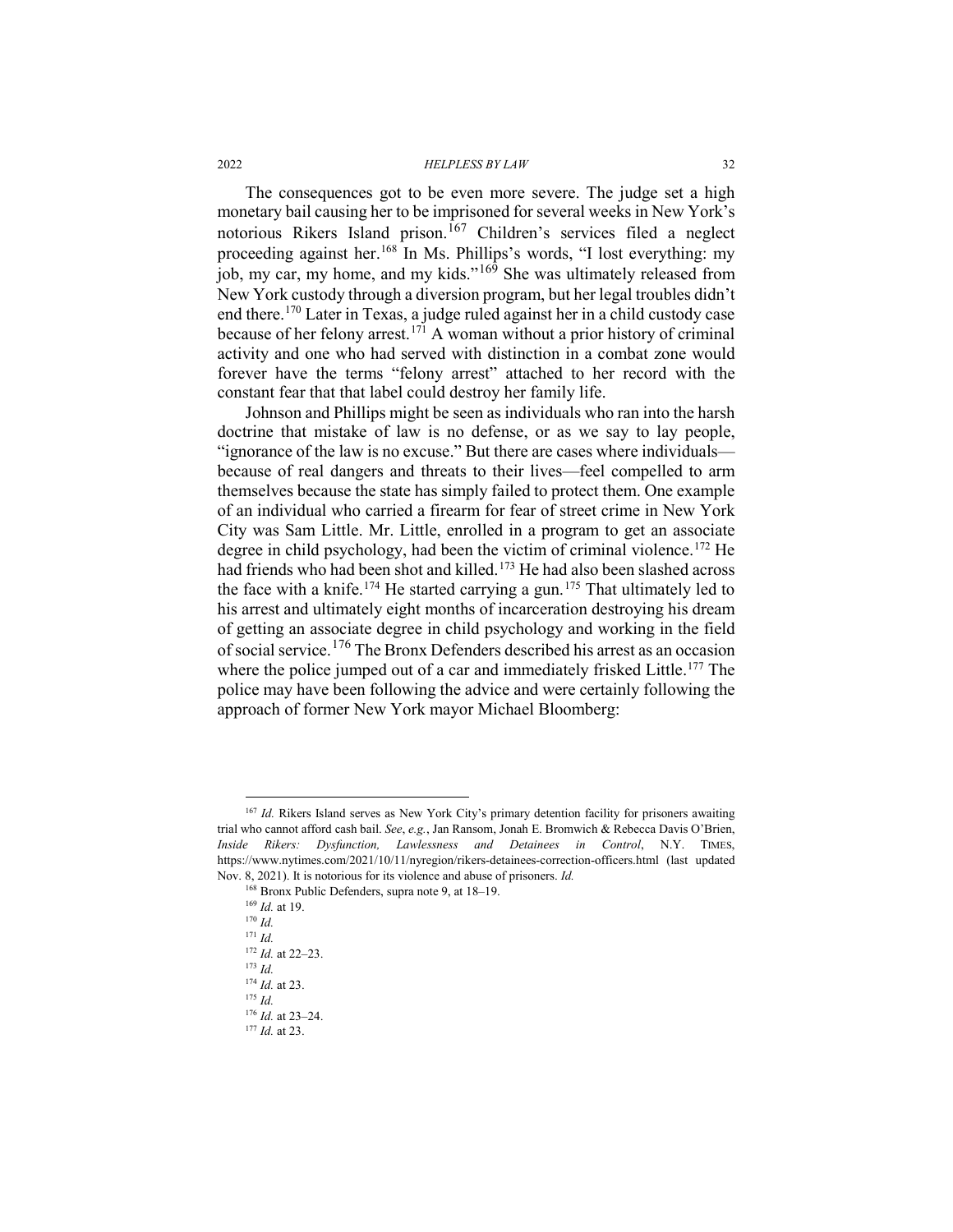The consequences got to be even more severe. The judge set a high monetary bail causing her to be imprisoned for several weeks in New York's notorious Rikers Island prison.[167] Children's services filed a neglect proceeding against her.[168] In Ms. Phillips's words, "I lost everything: my job, my car, my home, and my kids."[169] She was ultimately released from New York custody through a diversion program, but her legal troubles didn't end there.[170] Later in Texas, a judge ruled against her in a child custody case because of her felony arrest.[171] A woman without a prior history of criminal activity and one who had served with distinction in a combat zone would forever have the terms "felony arrest" attached to her record with the constant fear that that label could destroy her family life.

Johnson and Phillips might be seen as individuals who ran into the harsh doctrine that mistake of law is no defense, or as we say to lay people, "ignorance of the law is no excuse." But there are cases where individuals—because of real dangers and threats to their lives—feel compelled to arm themselves because the state has simply failed to protect them. One example of an individual who carried a firearm for fear of street crime in New York City was Sam Little. Mr. Little, enrolled in a program to get an associate degree in child psychology, had been the victim of criminal violence.[172] He had friends who had been shot and killed.[173] He had also been slashed across the face with a knife.[174] He started carrying a gun.[175] That ultimately led to his arrest and ultimately eight months of incarceration destroying his dream of getting an associate degree in child psychology and working in the field of social service.[176] The Bronx Defenders described his arrest as an occasion where the police jumped out of a car and immediately frisked Little.[177] The police may have been following the advice and were certainly following the approach of former New York mayor Michael Bloomberg:

---

[167] *Id.* Rikers Island serves as New York City's primary detention facility for prisoners awaiting trial who cannot afford cash bail. *See*, *e.g.*, Jan Ransom, Jonah E. Bromwich & Rebecca Davis O'Brien, *Inside Rikers: Dysfunction, Lawlessness and Detainees in Control*, N.Y. TIMES, https://www.nytimes.com/2021/10/11/nyregion/rikers-detainees-correction-officers.html (last updated Nov. 8, 2021). It is notorious for its violence and abuse of prisoners. *Id.*

[168] Bronx Public Defenders, supra note 9, at 18–19.

[169] *Id.* at 19.

[170] *Id.*

[171] *Id.*

[172] *Id.* at 22–23.

[173] *Id.*

[174] *Id.* at 23.

[175] *Id.*

[176] *Id.* at 23–24.

[177] *Id.* at 23.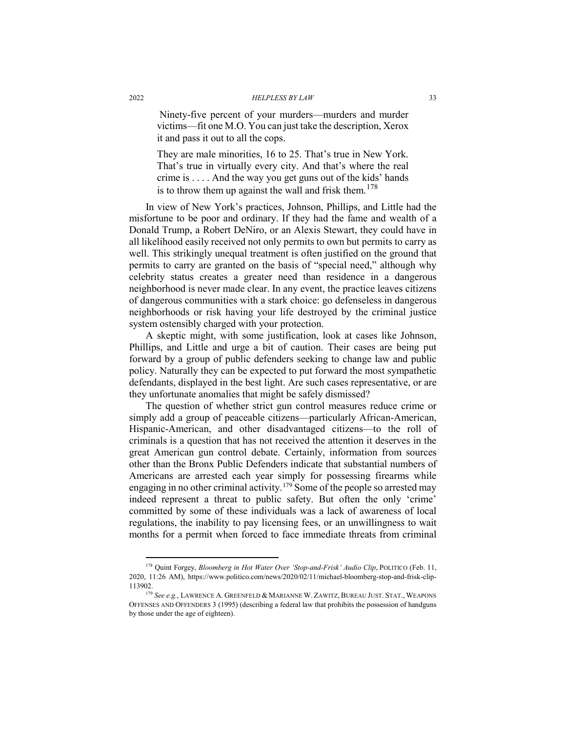> Ninety-five percent of your murders—murders and murder victims—fit one M.O. You can just take the description, Xerox it and pass it out to all the cops.
>
> They are male minorities, 16 to 25. That's true in New York. That's true in virtually every city. And that's where the real crime is . . . . And the way you get guns out of the kids' hands is to throw them up against the wall and frisk them.[178]

In view of New York's practices, Johnson, Phillips, and Little had the misfortune to be poor and ordinary. If they had the fame and wealth of a Donald Trump, a Robert DeNiro, or an Alexis Stewart, they could have in all likelihood easily received not only permits to own but permits to carry as well. This strikingly unequal treatment is often justified on the ground that permits to carry are granted on the basis of "special need," although why celebrity status creates a greater need than residence in a dangerous neighborhood is never made clear. In any event, the practice leaves citizens of dangerous communities with a stark choice: go defenseless in dangerous neighborhoods or risk having your life destroyed by the criminal justice system ostensibly charged with your protection.

A skeptic might, with some justification, look at cases like Johnson, Phillips, and Little and urge a bit of caution. Their cases are being put forward by a group of public defenders seeking to change law and public policy. Naturally they can be expected to put forward the most sympathetic defendants, displayed in the best light. Are such cases representative, or are they unfortunate anomalies that might be safely dismissed?

The question of whether strict gun control measures reduce crime or simply add a group of peaceable citizens—particularly African-American, Hispanic-American, and other disadvantaged citizens—to the roll of criminals is a question that has not received the attention it deserves in the great American gun control debate. Certainly, information from sources other than the Bronx Public Defenders indicate that substantial numbers of Americans are arrested each year simply for possessing firearms while engaging in no other criminal activity.[179] Some of the people so arrested may indeed represent a threat to public safety. But often the only 'crime' committed by some of these individuals was a lack of awareness of local regulations, the inability to pay licensing fees, or an unwillingness to wait months for a permit when forced to face immediate threats from criminal

---

[178] Quint Forgey, *Bloomberg in Hot Water Over 'Stop-and-Frisk' Audio Clip*, POLITICO (Feb. 11, 2020, 11:26 AM), https://www.politico.com/news/2020/02/11/michael-bloomberg-stop-and-frisk-clip-113902.

[179] *See e.g.*, LAWRENCE A. GREENFELD & MARIANNE W. ZAWITZ, BUREAU JUST. STAT., WEAPONS OFFENSES AND OFFENDERS 3 (1995) (describing a federal law that prohibits the possession of handguns by those under the age of eighteen).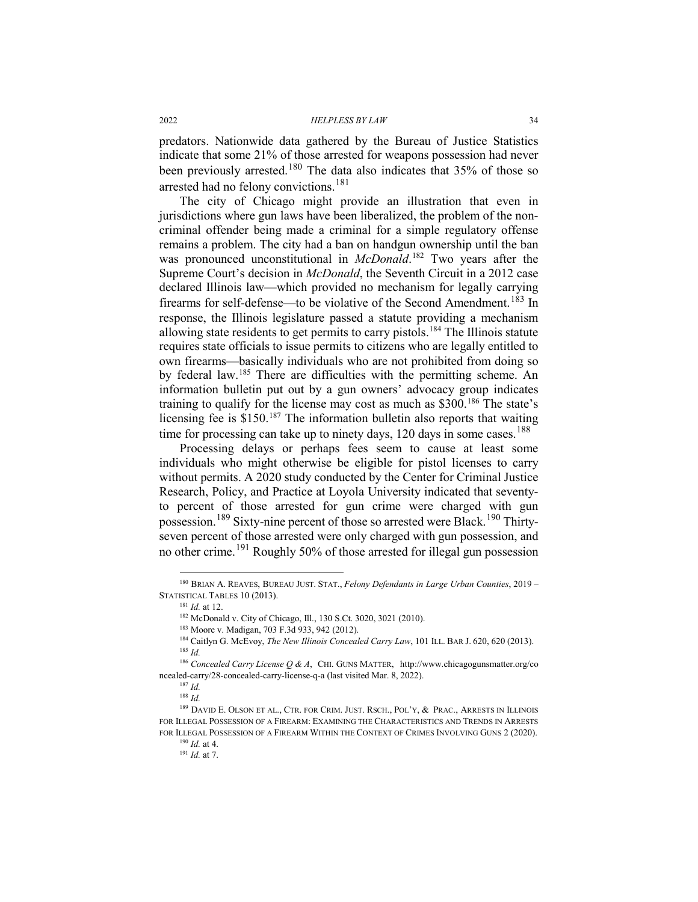predators. Nationwide data gathered by the Bureau of Justice Statistics indicate that some 21% of those arrested for weapons possession had never been previously arrested.[180] The data also indicates that 35% of those so arrested had no felony convictions.[181]

The city of Chicago might provide an illustration that even in jurisdictions where gun laws have been liberalized, the problem of the non-criminal offender being made a criminal for a simple regulatory offense remains a problem. The city had a ban on handgun ownership until the ban was pronounced unconstitutional in *McDonald*.[182] Two years after the Supreme Court's decision in *McDonald*, the Seventh Circuit in a 2012 case declared Illinois law—which provided no mechanism for legally carrying firearms for self-defense—to be violative of the Second Amendment.[183] In response, the Illinois legislature passed a statute providing a mechanism allowing state residents to get permits to carry pistols.[184] The Illinois statute requires state officials to issue permits to citizens who are legally entitled to own firearms—basically individuals who are not prohibited from doing so by federal law.[185] There are difficulties with the permitting scheme. An information bulletin put out by a gun owners' advocacy group indicates training to qualify for the license may cost as much as $300.[186] The state's licensing fee is $150.[187] The information bulletin also reports that waiting time for processing can take up to ninety days, 120 days in some cases.[188]

Processing delays or perhaps fees seem to cause at least some individuals who might otherwise be eligible for pistol licenses to carry without permits. A 2020 study conducted by the Center for Criminal Justice Research, Policy, and Practice at Loyola University indicated that seventy-to percent of those arrested for gun crime were charged with gun possession.[189] Sixty-nine percent of those so arrested were Black.[190] Thirty-seven percent of those arrested were only charged with gun possession, and no other crime.[191] Roughly 50% of those arrested for illegal gun possession

---

[180] BRIAN A. REAVES, BUREAU JUST. STAT., *Felony Defendants in Large Urban Counties*, 2019 – STATISTICAL TABLES 10 (2013).

[181] *Id.* at 12.

[182] McDonald v. City of Chicago, Ill., 130 S.Ct. 3020, 3021 (2010).

[183] Moore v. Madigan, 703 F.3d 933, 942 (2012).

[184] Caitlyn G. McEvoy, *The New Illinois Concealed Carry Law*, 101 ILL. BAR J. 620, 620 (2013).

[185] *Id.*

[186] *Concealed Carry License Q & A*, CHI. GUNS MATTER, http://www.chicagogunsmatter.org/concealed-carry/28-concealed-carry-license-q-a (last visited Mar. 8, 2022).

[187] *Id.*

[188] *Id.*

[189] DAVID E. OLSON ET AL., CTR. FOR CRIM. JUST. RSCH., POL'Y, & PRAC., ARRESTS IN ILLINOIS FOR ILLEGAL POSSESSION OF A FIREARM: EXAMINING THE CHARACTERISTICS AND TRENDS IN ARRESTS FOR ILLEGAL POSSESSION OF A FIREARM WITHIN THE CONTEXT OF CRIMES INVOLVING GUNS 2 (2020).

[190] *Id.* at 4.

[191] *Id.* at 7.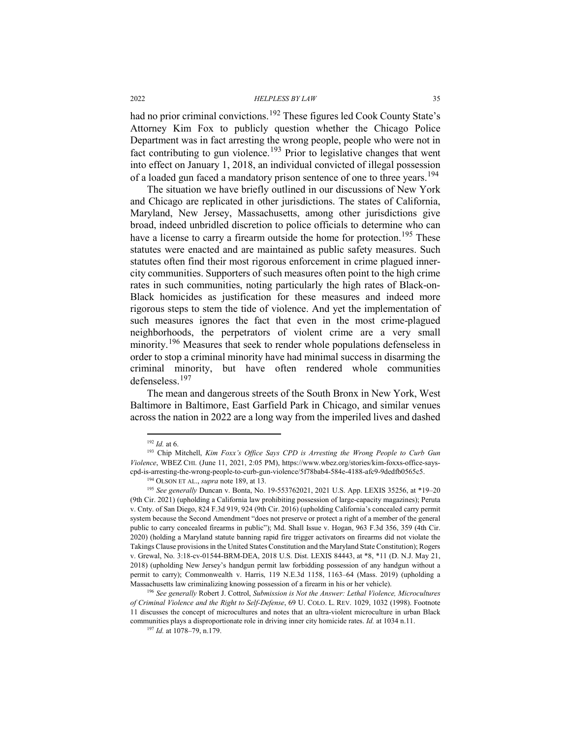had no prior criminal convictions.[192] These figures led Cook County State's Attorney Kim Fox to publicly question whether the Chicago Police Department was in fact arresting the wrong people, people who were not in fact contributing to gun violence.[193] Prior to legislative changes that went into effect on January 1, 2018, an individual convicted of illegal possession of a loaded gun faced a mandatory prison sentence of one to three years.[194]

The situation we have briefly outlined in our discussions of New York and Chicago are replicated in other jurisdictions. The states of California, Maryland, New Jersey, Massachusetts, among other jurisdictions give broad, indeed unbridled discretion to police officials to determine who can have a license to carry a firearm outside the home for protection.[195] These statutes were enacted and are maintained as public safety measures. Such statutes often find their most rigorous enforcement in crime plagued inner-city communities. Supporters of such measures often point to the high crime rates in such communities, noting particularly the high rates of Black-on-Black homicides as justification for these measures and indeed more rigorous steps to stem the tide of violence. And yet the implementation of such measures ignores the fact that even in the most crime-plagued neighborhoods, the perpetrators of violent crime are a very small minority.[196] Measures that seek to render whole populations defenseless in order to stop a criminal minority have had minimal success in disarming the criminal minority, but have often rendered whole communities defenseless.[197]

The mean and dangerous streets of the South Bronx in New York, West Baltimore in Baltimore, East Garfield Park in Chicago, and similar venues across the nation in 2022 are a long way from the imperiled lives and dashed

---

[192] *Id.* at 6.

[193] Chip Mitchell, *Kim Foxx's Office Says CPD is Arresting the Wrong People to Curb Gun Violence*, WBEZ CHI. (June 11, 2021, 2:05 PM), https://www.wbez.org/stories/kim-foxxs-office-says-cpd-is-arresting-the-wrong-people-to-curb-gun-violence/5f78bab4-584e-4188-afc9-9dedfb0565c5.

[194] OLSON ET AL., *supra* note 189, at 13.

[195] *See generally* Duncan v. Bonta, No. 19-553762021, 2021 U.S. App. LEXIS 35256, at *19–20 (9th Cir. 2021) (upholding a California law prohibiting possession of large-capacity magazines); Peruta v. Cnty. of San Diego, 824 F.3d 919, 924 (9th Cir. 2016) (upholding California's concealed carry permit system because the Second Amendment "does not preserve or protect a right of a member of the general public to carry concealed firearms in public"); Md. Shall Issue v. Hogan, 963 F.3d 356, 359 (4th Cir. 2020) (holding a Maryland statute banning rapid fire trigger activators on firearms did not violate the Takings Clause provisions in the United States Constitution and the Maryland State Constitution); Rogers v. Grewal, No. 3:18-cv-01544-BRM-DEA, 2018 U.S. Dist. LEXIS 84443, at *8, *11 (D. N.J. May 21, 2018) (upholding New Jersey's handgun permit law forbidding possession of any handgun without a permit to carry); Commonwealth v. Harris, 119 N.E.3d 1158, 1163–64 (Mass. 2019) (upholding a Massachusetts law criminalizing knowing possession of a firearm in his or her vehicle).

[196] *See generally* Robert J. Cottrol, *Submission is Not the Answer: Lethal Violence, Microcultures of Criminal Violence and the Right to Self-Defense*, 69 U. COLO. L. REV. 1029, 1032 (1998). Footnote 11 discusses the concept of microcultures and notes that an ultra-violent microculture in urban Black communities plays a disproportionate role in driving inner city homicide rates. *Id.* at 1034 n.11.

[197] *Id.* at 1078–79, n.179.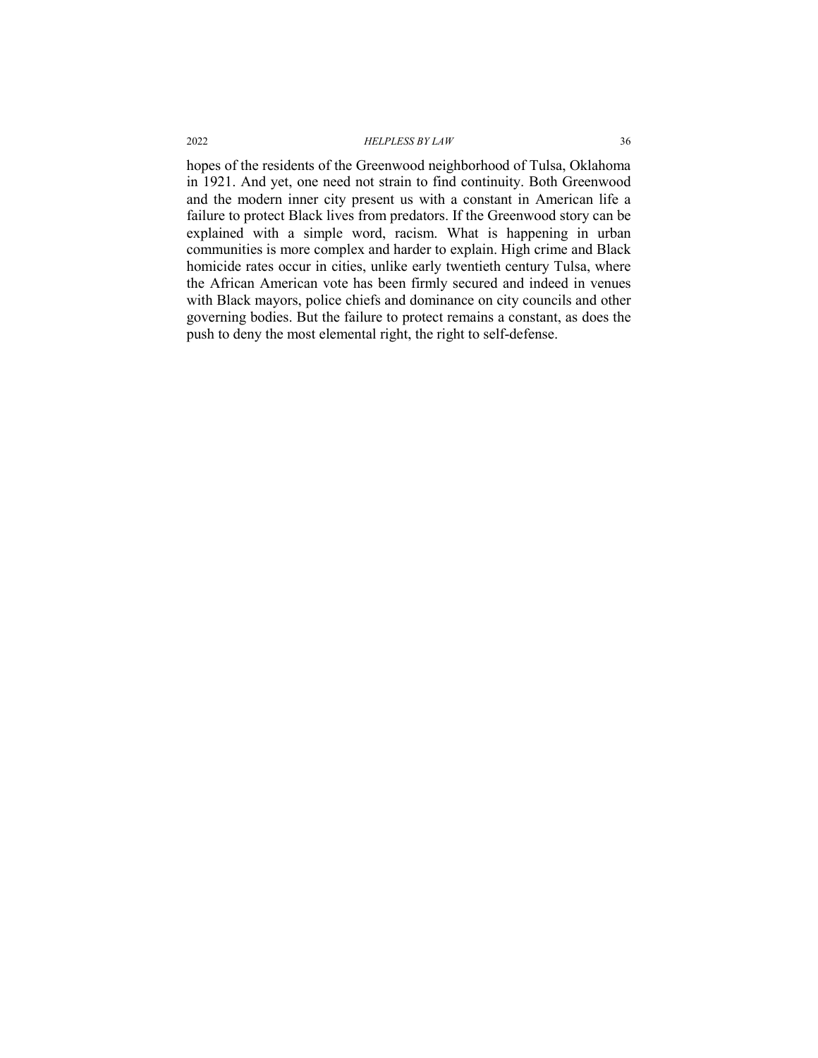hopes of the residents of the Greenwood neighborhood of Tulsa, Oklahoma in 1921. And yet, one need not strain to find continuity. Both Greenwood and the modern inner city present us with a constant in American life a failure to protect Black lives from predators. If the Greenwood story can be explained with a simple word, racism. What is happening in urban communities is more complex and harder to explain. High crime and Black homicide rates occur in cities, unlike early twentieth century Tulsa, where the African American vote has been firmly secured and indeed in venues with Black mayors, police chiefs and dominance on city councils and other governing bodies. But the failure to protect remains a constant, as does the push to deny the most elemental right, the right to self-defense.